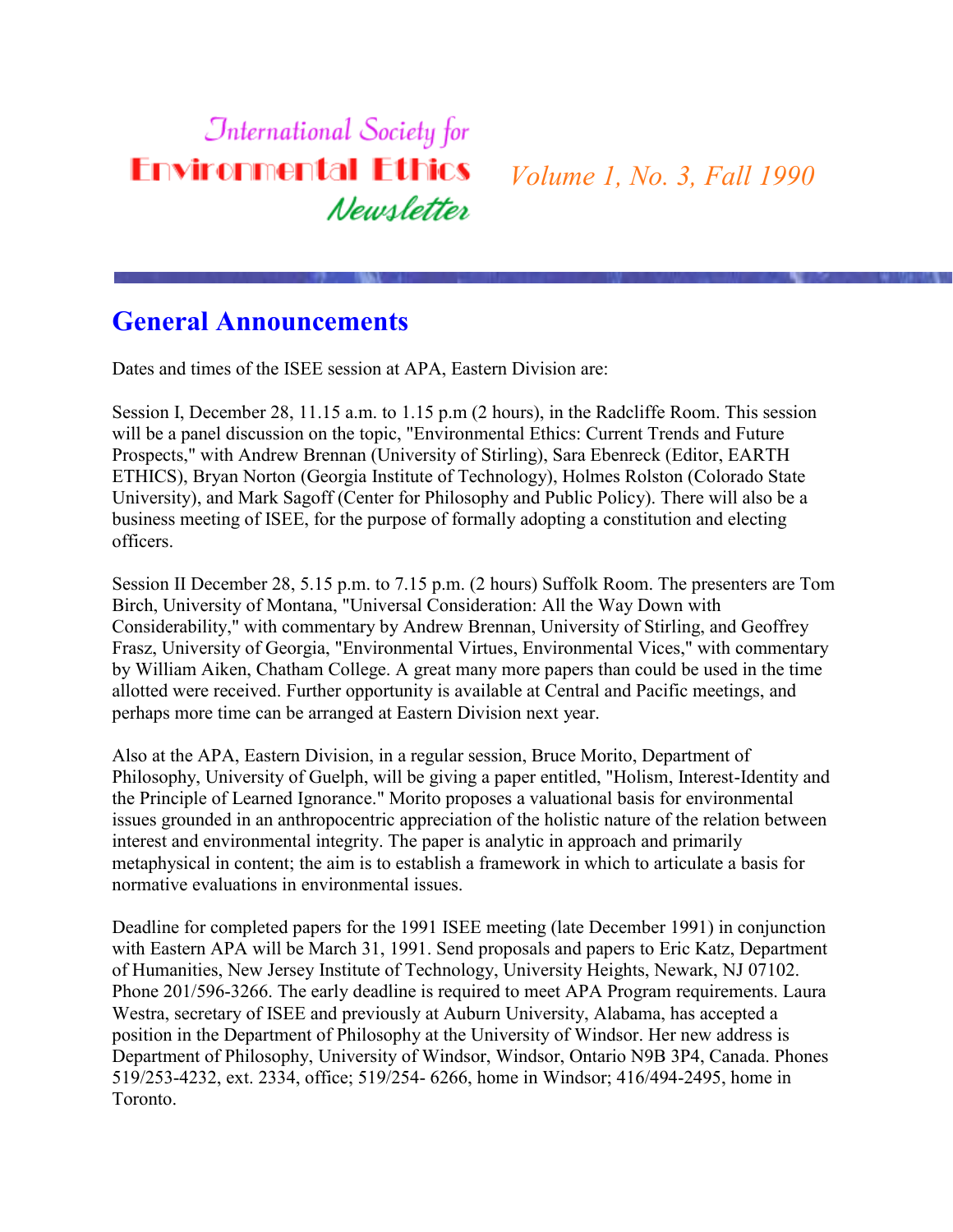# International Society for Environmental Ethics Newsletter

*Volume 1, No. 3, Fall 1990*

## General Announcements

Dates and times of the ISEE session at APA, Eastern Division are:

Session I, December 28, 11.15 a.m. to 1.15 p.m (2 hours), in the Radcliffe Room. This session will be a panel discussion on the topic, "Environmental Ethics: Current Trends and Future Prospects," with Andrew Brennan (University of Stirling), Sara Ebenreck (Editor, EARTH ETHICS), Bryan Norton (Georgia Institute of Technology), Holmes Rolston (Colorado State University), and Mark Sagoff (Center for Philosophy and Public Policy). There will also be a business meeting of ISEE, for the purpose of formally adopting a constitution and electing officers.

Session II December 28, 5.15 p.m. to 7.15 p.m. (2 hours) Suffolk Room. The presenters are Tom Birch, University of Montana, "Universal Consideration: All the Way Down with Considerability," with commentary by Andrew Brennan, University of Stirling, and Geoffrey Frasz, University of Georgia, "Environmental Virtues, Environmental Vices," with commentary by William Aiken, Chatham College. A great many more papers than could be used in the time allotted were received. Further opportunity is available at Central and Pacific meetings, and perhaps more time can be arranged at Eastern Division next year.

Also at the APA, Eastern Division, in a regular session, Bruce Morito, Department of Philosophy, University of Guelph, will be giving a paper entitled, "Holism, Interest-Identity and the Principle of Learned Ignorance." Morito proposes a valuational basis for environmental issues grounded in an anthropocentric appreciation of the holistic nature of the relation between interest and environmental integrity. The paper is analytic in approach and primarily metaphysical in content; the aim is to establish a framework in which to articulate a basis for normative evaluations in environmental issues.

Deadline for completed papers for the 1991 ISEE meeting (late December 1991) in conjunction with Eastern APA will be March 31, 1991. Send proposals and papers to Eric Katz, Department of Humanities, New Jersey Institute of Technology, University Heights, Newark, NJ 07102. Phone 201/596-3266. The early deadline is required to meet APA Program requirements. Laura Westra, secretary of ISEE and previously at Auburn University, Alabama, has accepted a position in the Department of Philosophy at the University of Windsor. Her new address is Department of Philosophy, University of Windsor, Windsor, Ontario N9B 3P4, Canada. Phones 519/253-4232, ext. 2334, office; 519/254- 6266, home in Windsor; 416/494-2495, home in Toronto.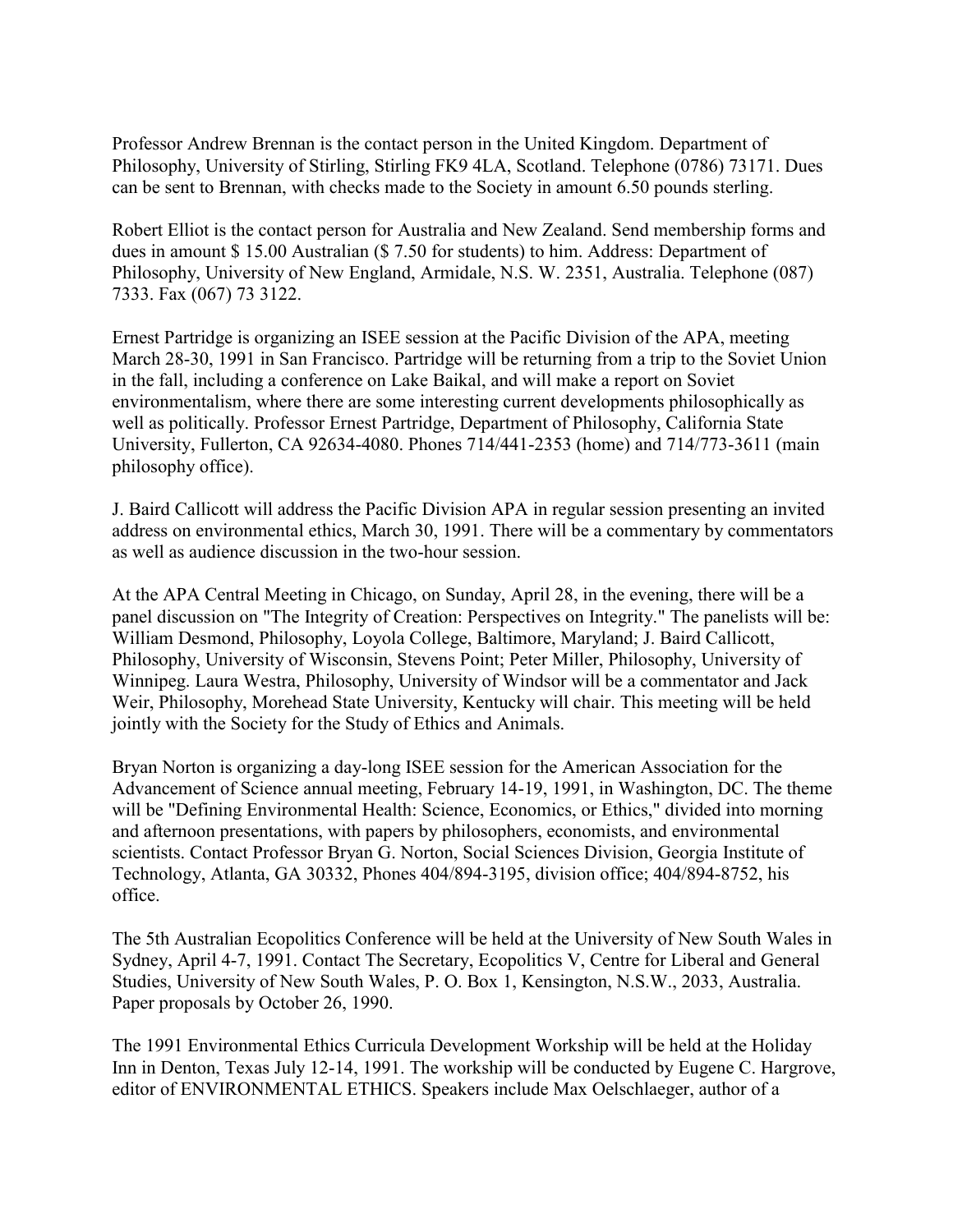Professor Andrew Brennan is the contact person in the United Kingdom. Department of Philosophy, University of Stirling, Stirling FK9 4LA, Scotland. Telephone (0786) 73171. Dues can be sent to Brennan, with checks made to the Society in amount 6.50 pounds sterling.

Robert Elliot is the contact person for Australia and New Zealand. Send membership forms and dues in amount $ 15.00 Australian ($ 7.50 for students) to him. Address: Department of Philosophy, University of New England, Armidale, N.S. W. 2351, Australia. Telephone (087) 7333. Fax (067) 73 3122.

Ernest Partridge is organizing an ISEE session at the Pacific Division of the APA, meeting March 28-30, 1991 in San Francisco. Partridge will be returning from a trip to the Soviet Union in the fall, including a conference on Lake Baikal, and will make a report on Soviet environmentalism, where there are some interesting current developments philosophically as well as politically. Professor Ernest Partridge, Department of Philosophy, California State University, Fullerton, CA 92634-4080. Phones 714/441-2353 (home) and 714/773-3611 (main philosophy office).

J. Baird Callicott will address the Pacific Division APA in regular session presenting an invited address on environmental ethics, March 30, 1991. There will be a commentary by commentators as well as audience discussion in the two-hour session.

At the APA Central Meeting in Chicago, on Sunday, April 28, in the evening, there will be a panel discussion on "The Integrity of Creation: Perspectives on Integrity." The panelists will be: William Desmond, Philosophy, Loyola College, Baltimore, Maryland; J. Baird Callicott, Philosophy, University of Wisconsin, Stevens Point; Peter Miller, Philosophy, University of Winnipeg. Laura Westra, Philosophy, University of Windsor will be a commentator and Jack Weir, Philosophy, Morehead State University, Kentucky will chair. This meeting will be held jointly with the Society for the Study of Ethics and Animals.

Bryan Norton is organizing a day-long ISEE session for the American Association for the Advancement of Science annual meeting, February 14-19, 1991, in Washington, DC. The theme will be "Defining Environmental Health: Science, Economics, or Ethics," divided into morning and afternoon presentations, with papers by philosophers, economists, and environmental scientists. Contact Professor Bryan G. Norton, Social Sciences Division, Georgia Institute of Technology, Atlanta, GA 30332, Phones 404/894-3195, division office; 404/894-8752, his office.

The 5th Australian Ecopolitics Conference will be held at the University of New South Wales in Sydney, April 4-7, 1991. Contact The Secretary, Ecopolitics V, Centre for Liberal and General Studies, University of New South Wales, P. O. Box 1, Kensington, N.S.W., 2033, Australia. Paper proposals by October 26, 1990.

The 1991 Environmental Ethics Curricula Development Workship will be held at the Holiday Inn in Denton, Texas July 12-14, 1991. The workship will be conducted by Eugene C. Hargrove, editor of ENVIRONMENTAL ETHICS. Speakers include Max Oelschlaeger, author of a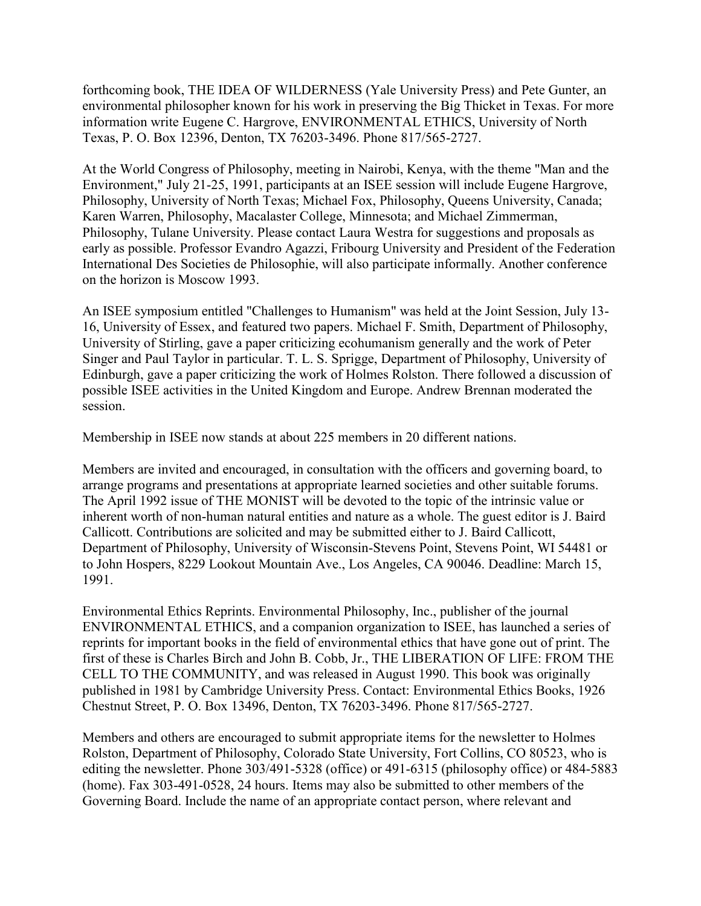forthcoming book, THE IDEA OF WILDERNESS (Yale University Press) and Pete Gunter, an environmental philosopher known for his work in preserving the Big Thicket in Texas. For more information write Eugene C. Hargrove, ENVIRONMENTAL ETHICS, University of North Texas, P. O. Box 12396, Denton, TX 76203-3496. Phone 817/565-2727.

At the World Congress of Philosophy, meeting in Nairobi, Kenya, with the theme "Man and the Environment," July 21-25, 1991, participants at an ISEE session will include Eugene Hargrove, Philosophy, University of North Texas; Michael Fox, Philosophy, Queens University, Canada; Karen Warren, Philosophy, Macalaster College, Minnesota; and Michael Zimmerman, Philosophy, Tulane University. Please contact Laura Westra for suggestions and proposals as early as possible. Professor Evandro Agazzi, Fribourg University and President of the Federation International Des Societies de Philosophie, will also participate informally. Another conference on the horizon is Moscow 1993.

An ISEE symposium entitled "Challenges to Humanism" was held at the Joint Session, July 13-16, University of Essex, and featured two papers. Michael F. Smith, Department of Philosophy, University of Stirling, gave a paper criticizing ecohumanism generally and the work of Peter Singer and Paul Taylor in particular. T. L. S. Sprigge, Department of Philosophy, University of Edinburgh, gave a paper criticizing the work of Holmes Rolston. There followed a discussion of possible ISEE activities in the United Kingdom and Europe. Andrew Brennan moderated the session.

Membership in ISEE now stands at about 225 members in 20 different nations.

Members are invited and encouraged, in consultation with the officers and governing board, to arrange programs and presentations at appropriate learned societies and other suitable forums. The April 1992 issue of THE MONIST will be devoted to the topic of the intrinsic value or inherent worth of non-human natural entities and nature as a whole. The guest editor is J. Baird Callicott. Contributions are solicited and may be submitted either to J. Baird Callicott, Department of Philosophy, University of Wisconsin-Stevens Point, Stevens Point, WI 54481 or to John Hospers, 8229 Lookout Mountain Ave., Los Angeles, CA 90046. Deadline: March 15, 1991.

Environmental Ethics Reprints. Environmental Philosophy, Inc., publisher of the journal ENVIRONMENTAL ETHICS, and a companion organization to ISEE, has launched a series of reprints for important books in the field of environmental ethics that have gone out of print. The first of these is Charles Birch and John B. Cobb, Jr., THE LIBERATION OF LIFE: FROM THE CELL TO THE COMMUNITY, and was released in August 1990. This book was originally published in 1981 by Cambridge University Press. Contact: Environmental Ethics Books, 1926 Chestnut Street, P. O. Box 13496, Denton, TX 76203-3496. Phone 817/565-2727.

Members and others are encouraged to submit appropriate items for the newsletter to Holmes Rolston, Department of Philosophy, Colorado State University, Fort Collins, CO 80523, who is editing the newsletter. Phone 303/491-5328 (office) or 491-6315 (philosophy office) or 484-5883 (home). Fax 303-491-0528, 24 hours. Items may also be submitted to other members of the Governing Board. Include the name of an appropriate contact person, where relevant and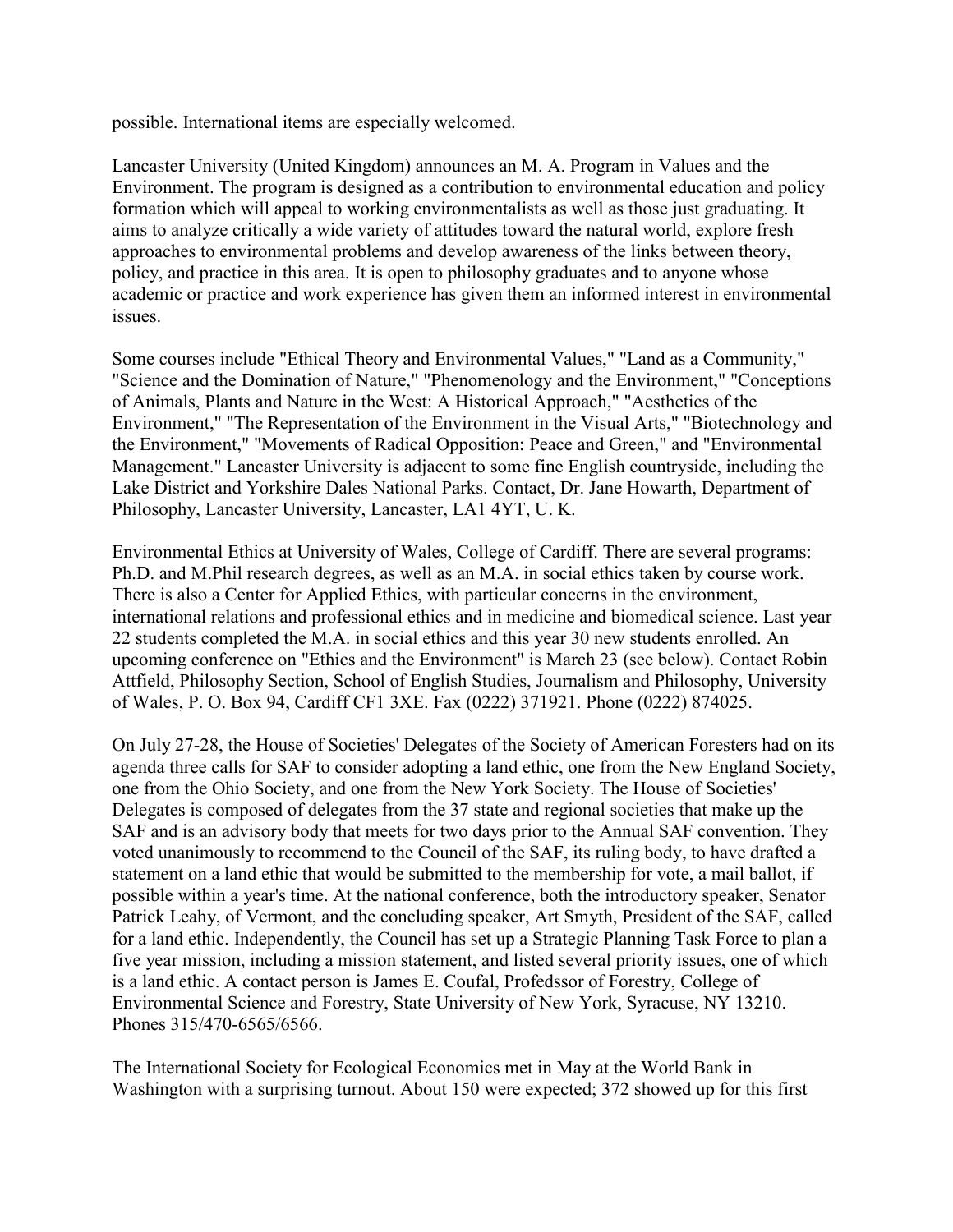possible. International items are especially welcomed.

Lancaster University (United Kingdom) announces an M. A. Program in Values and the Environment. The program is designed as a contribution to environmental education and policy formation which will appeal to working environmentalists as well as those just graduating. It aims to analyze critically a wide variety of attitudes toward the natural world, explore fresh approaches to environmental problems and develop awareness of the links between theory, policy, and practice in this area. It is open to philosophy graduates and to anyone whose academic or practice and work experience has given them an informed interest in environmental issues.

Some courses include "Ethical Theory and Environmental Values," "Land as a Community," "Science and the Domination of Nature," "Phenomenology and the Environment," "Conceptions of Animals, Plants and Nature in the West: A Historical Approach," "Aesthetics of the Environment," "The Representation of the Environment in the Visual Arts," "Biotechnology and the Environment," "Movements of Radical Opposition: Peace and Green," and "Environmental Management." Lancaster University is adjacent to some fine English countryside, including the Lake District and Yorkshire Dales National Parks. Contact, Dr. Jane Howarth, Department of Philosophy, Lancaster University, Lancaster, LA1 4YT, U. K.

Environmental Ethics at University of Wales, College of Cardiff. There are several programs: Ph.D. and M.Phil research degrees, as well as an M.A. in social ethics taken by course work. There is also a Center for Applied Ethics, with particular concerns in the environment, international relations and professional ethics and in medicine and biomedical science. Last year 22 students completed the M.A. in social ethics and this year 30 new students enrolled. An upcoming conference on "Ethics and the Environment" is March 23 (see below). Contact Robin Attfield, Philosophy Section, School of English Studies, Journalism and Philosophy, University of Wales, P. O. Box 94, Cardiff CF1 3XE. Fax (0222) 371921. Phone (0222) 874025.

On July 27-28, the House of Societies' Delegates of the Society of American Foresters had on its agenda three calls for SAF to consider adopting a land ethic, one from the New England Society, one from the Ohio Society, and one from the New York Society. The House of Societies' Delegates is composed of delegates from the 37 state and regional societies that make up the SAF and is an advisory body that meets for two days prior to the Annual SAF convention. They voted unanimously to recommend to the Council of the SAF, its ruling body, to have drafted a statement on a land ethic that would be submitted to the membership for vote, a mail ballot, if possible within a year's time. At the national conference, both the introductory speaker, Senator Patrick Leahy, of Vermont, and the concluding speaker, Art Smyth, President of the SAF, called for a land ethic. Independently, the Council has set up a Strategic Planning Task Force to plan a five year mission, including a mission statement, and listed several priority issues, one of which is a land ethic. A contact person is James E. Coufal, Profedssor of Forestry, College of Environmental Science and Forestry, State University of New York, Syracuse, NY 13210. Phones 315/470-6565/6566.

The International Society for Ecological Economics met in May at the World Bank in Washington with a surprising turnout. About 150 were expected; 372 showed up for this first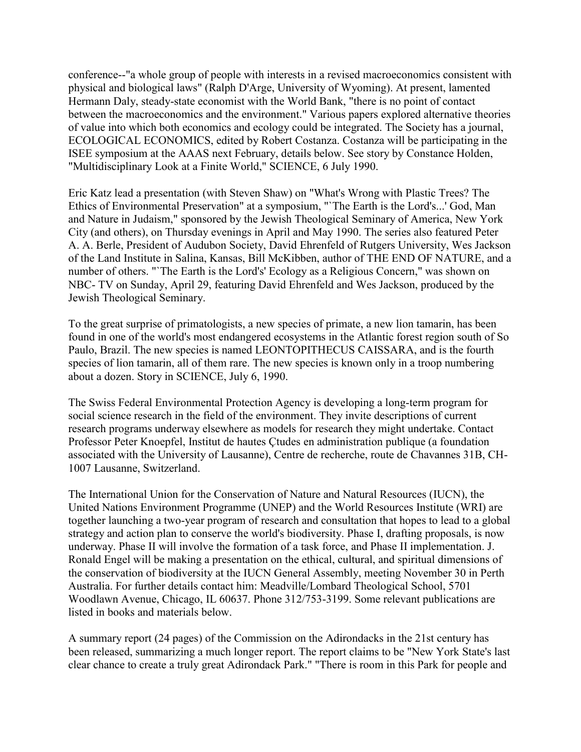conference--"a whole group of people with interests in a revised macroeconomics consistent with physical and biological laws" (Ralph D'Arge, University of Wyoming). At present, lamented Hermann Daly, steady-state economist with the World Bank, "there is no point of contact between the macroeconomics and the environment." Various papers explored alternative theories of value into which both economics and ecology could be integrated. The Society has a journal, ECOLOGICAL ECONOMICS, edited by Robert Costanza. Costanza will be participating in the ISEE symposium at the AAAS next February, details below. See story by Constance Holden, "Multidisciplinary Look at a Finite World," SCIENCE, 6 July 1990.

Eric Katz lead a presentation (with Steven Shaw) on "What's Wrong with Plastic Trees? The Ethics of Environmental Preservation" at a symposium, "`The Earth is the Lord's...' God, Man and Nature in Judaism," sponsored by the Jewish Theological Seminary of America, New York City (and others), on Thursday evenings in April and May 1990. The series also featured Peter A. A. Berle, President of Audubon Society, David Ehrenfeld of Rutgers University, Wes Jackson of the Land Institute in Salina, Kansas, Bill McKibben, author of THE END OF NATURE, and a number of others. "`The Earth is the Lord's' Ecology as a Religious Concern," was shown on NBC- TV on Sunday, April 29, featuring David Ehrenfeld and Wes Jackson, produced by the Jewish Theological Seminary.

To the great surprise of primatologists, a new species of primate, a new lion tamarin, has been found in one of the world's most endangered ecosystems in the Atlantic forest region south of So Paulo, Brazil. The new species is named LEONTOPITHECUS CAISSARA, and is the fourth species of lion tamarin, all of them rare. The new species is known only in a troop numbering about a dozen. Story in SCIENCE, July 6, 1990.

The Swiss Federal Environmental Protection Agency is developing a long-term program for social science research in the field of the environment. They invite descriptions of current research programs underway elsewhere as models for research they might undertake. Contact Professor Peter Knoepfel, Institut de hautes Çtudes en administration publique (a foundation associated with the University of Lausanne), Centre de recherche, route de Chavannes 31B, CH-1007 Lausanne, Switzerland.

The International Union for the Conservation of Nature and Natural Resources (IUCN), the United Nations Environment Programme (UNEP) and the World Resources Institute (WRI) are together launching a two-year program of research and consultation that hopes to lead to a global strategy and action plan to conserve the world's biodiversity. Phase I, drafting proposals, is now underway. Phase II will involve the formation of a task force, and Phase II implementation. J. Ronald Engel will be making a presentation on the ethical, cultural, and spiritual dimensions of the conservation of biodiversity at the IUCN General Assembly, meeting November 30 in Perth Australia. For further details contact him: Meadville/Lombard Theological School, 5701 Woodlawn Avenue, Chicago, IL 60637. Phone 312/753-3199. Some relevant publications are listed in books and materials below.

A summary report (24 pages) of the Commission on the Adirondacks in the 21st century has been released, summarizing a much longer report. The report claims to be "New York State's last clear chance to create a truly great Adirondack Park." "There is room in this Park for people and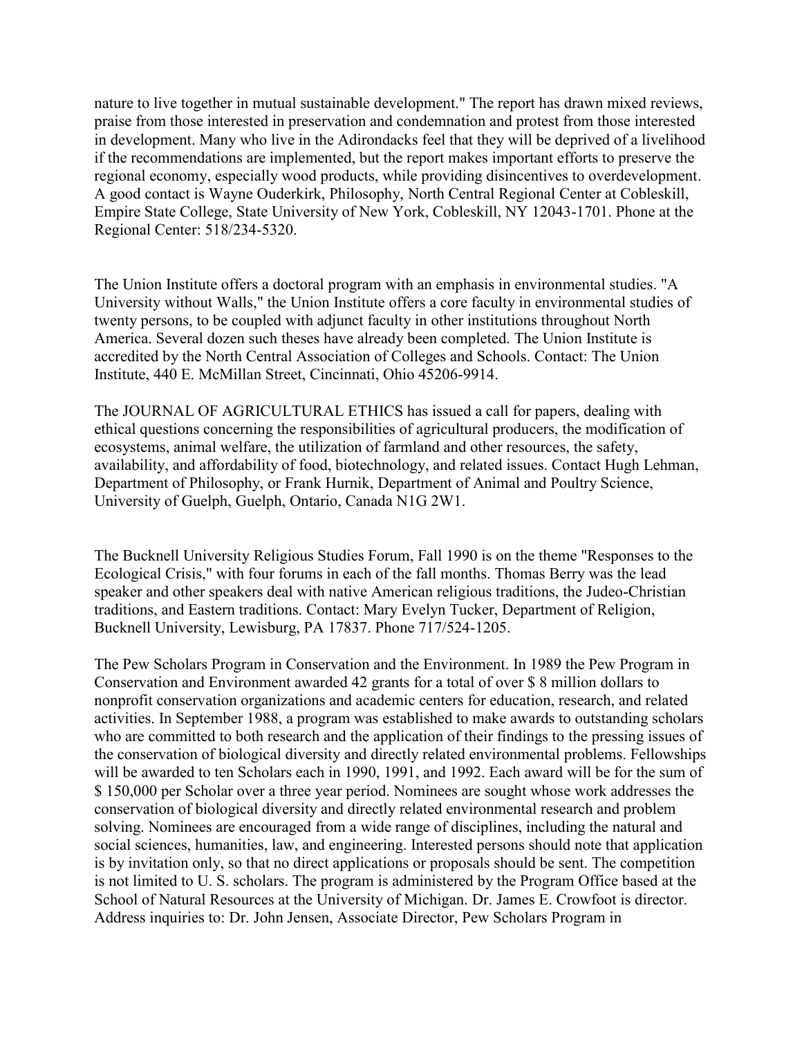nature to live together in mutual sustainable development." The report has drawn mixed reviews, praise from those interested in preservation and condemnation and protest from those interested in development. Many who live in the Adirondacks feel that they will be deprived of a livelihood if the recommendations are implemented, but the report makes important efforts to preserve the regional economy, especially wood products, while providing disincentives to overdevelopment. A good contact is Wayne Ouderkirk, Philosophy, North Central Regional Center at Cobleskill, Empire State College, State University of New York, Cobleskill, NY 12043-1701. Phone at the Regional Center: 518/234-5320.

The Union Institute offers a doctoral program with an emphasis in environmental studies. "A University without Walls," the Union Institute offers a core faculty in environmental studies of twenty persons, to be coupled with adjunct faculty in other institutions throughout North America. Several dozen such theses have already been completed. The Union Institute is accredited by the North Central Association of Colleges and Schools. Contact: The Union Institute, 440 E. McMillan Street, Cincinnati, Ohio 45206-9914.

The JOURNAL OF AGRICULTURAL ETHICS has issued a call for papers, dealing with ethical questions concerning the responsibilities of agricultural producers, the modification of ecosystems, animal welfare, the utilization of farmland and other resources, the safety, availability, and affordability of food, biotechnology, and related issues. Contact Hugh Lehman, Department of Philosophy, or Frank Hurnik, Department of Animal and Poultry Science, University of Guelph, Guelph, Ontario, Canada N1G 2W1.

The Bucknell University Religious Studies Forum, Fall 1990 is on the theme "Responses to the Ecological Crisis," with four forums in each of the fall months. Thomas Berry was the lead speaker and other speakers deal with native American religious traditions, the Judeo-Christian traditions, and Eastern traditions. Contact: Mary Evelyn Tucker, Department of Religion, Bucknell University, Lewisburg, PA 17837. Phone 717/524-1205.

The Pew Scholars Program in Conservation and the Environment. In 1989 the Pew Program in Conservation and Environment awarded 42 grants for a total of over $ 8 million dollars to nonprofit conservation organizations and academic centers for education, research, and related activities. In September 1988, a program was established to make awards to outstanding scholars who are committed to both research and the application of their findings to the pressing issues of the conservation of biological diversity and directly related environmental problems. Fellowships will be awarded to ten Scholars each in 1990, 1991, and 1992. Each award will be for the sum of $ 150,000 per Scholar over a three year period. Nominees are sought whose work addresses the conservation of biological diversity and directly related environmental research and problem solving. Nominees are encouraged from a wide range of disciplines, including the natural and social sciences, humanities, law, and engineering. Interested persons should note that application is by invitation only, so that no direct applications or proposals should be sent. The competition is not limited to U. S. scholars. The program is administered by the Program Office based at the School of Natural Resources at the University of Michigan. Dr. James E. Crowfoot is director. Address inquiries to: Dr. John Jensen, Associate Director, Pew Scholars Program in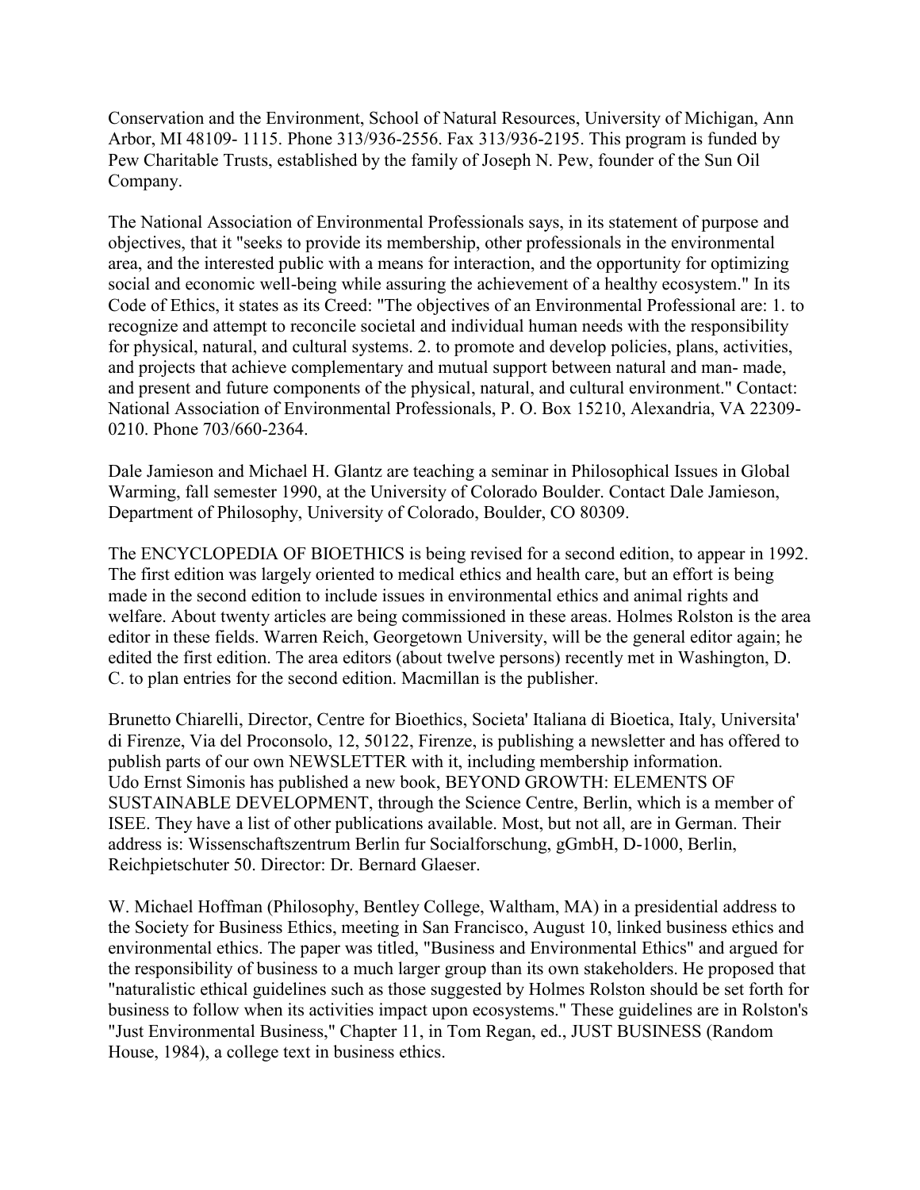Conservation and the Environment, School of Natural Resources, University of Michigan, Ann Arbor, MI 48109- 1115. Phone 313/936-2556. Fax 313/936-2195. This program is funded by Pew Charitable Trusts, established by the family of Joseph N. Pew, founder of the Sun Oil Company.

The National Association of Environmental Professionals says, in its statement of purpose and objectives, that it "seeks to provide its membership, other professionals in the environmental area, and the interested public with a means for interaction, and the opportunity for optimizing social and economic well-being while assuring the achievement of a healthy ecosystem." In its Code of Ethics, it states as its Creed: "The objectives of an Environmental Professional are: 1. to recognize and attempt to reconcile societal and individual human needs with the responsibility for physical, natural, and cultural systems. 2. to promote and develop policies, plans, activities, and projects that achieve complementary and mutual support between natural and man- made, and present and future components of the physical, natural, and cultural environment." Contact: National Association of Environmental Professionals, P. O. Box 15210, Alexandria, VA 22309-0210. Phone 703/660-2364.

Dale Jamieson and Michael H. Glantz are teaching a seminar in Philosophical Issues in Global Warming, fall semester 1990, at the University of Colorado Boulder. Contact Dale Jamieson, Department of Philosophy, University of Colorado, Boulder, CO 80309.

The ENCYCLOPEDIA OF BIOETHICS is being revised for a second edition, to appear in 1992. The first edition was largely oriented to medical ethics and health care, but an effort is being made in the second edition to include issues in environmental ethics and animal rights and welfare. About twenty articles are being commissioned in these areas. Holmes Rolston is the area editor in these fields. Warren Reich, Georgetown University, will be the general editor again; he edited the first edition. The area editors (about twelve persons) recently met in Washington, D. C. to plan entries for the second edition. Macmillan is the publisher.

Brunetto Chiarelli, Director, Centre for Bioethics, Societa' Italiana di Bioetica, Italy, Universita' di Firenze, Via del Proconsolo, 12, 50122, Firenze, is publishing a newsletter and has offered to publish parts of our own NEWSLETTER with it, including membership information.
Udo Ernst Simonis has published a new book, BEYOND GROWTH: ELEMENTS OF SUSTAINABLE DEVELOPMENT, through the Science Centre, Berlin, which is a member of ISEE. They have a list of other publications available. Most, but not all, are in German. Their address is: Wissenschaftszentrum Berlin fur Socialforschung, gGmbH, D-1000, Berlin, Reichpietschuter 50. Director: Dr. Bernard Glaeser.

W. Michael Hoffman (Philosophy, Bentley College, Waltham, MA) in a presidential address to the Society for Business Ethics, meeting in San Francisco, August 10, linked business ethics and environmental ethics. The paper was titled, "Business and Environmental Ethics" and argued for the responsibility of business to a much larger group than its own stakeholders. He proposed that "naturalistic ethical guidelines such as those suggested by Holmes Rolston should be set forth for business to follow when its activities impact upon ecosystems." These guidelines are in Rolston's "Just Environmental Business," Chapter 11, in Tom Regan, ed., JUST BUSINESS (Random House, 1984), a college text in business ethics.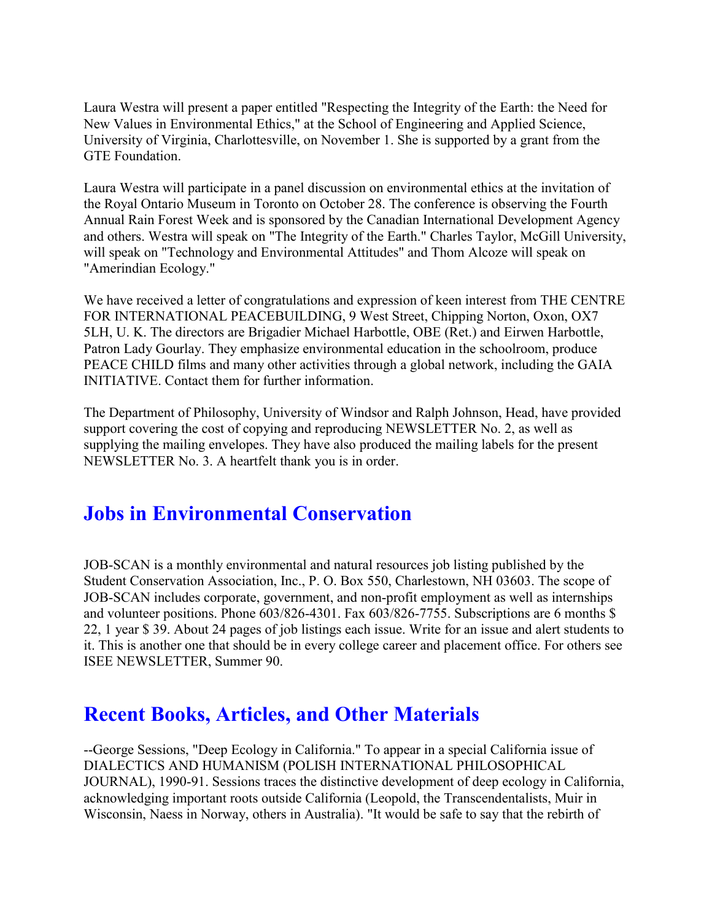Laura Westra will present a paper entitled "Respecting the Integrity of the Earth: the Need for New Values in Environmental Ethics," at the School of Engineering and Applied Science, University of Virginia, Charlottesville, on November 1. She is supported by a grant from the GTE Foundation.

Laura Westra will participate in a panel discussion on environmental ethics at the invitation of the Royal Ontario Museum in Toronto on October 28. The conference is observing the Fourth Annual Rain Forest Week and is sponsored by the Canadian International Development Agency and others. Westra will speak on "The Integrity of the Earth." Charles Taylor, McGill University, will speak on "Technology and Environmental Attitudes" and Thom Alcoze will speak on "Amerindian Ecology."

We have received a letter of congratulations and expression of keen interest from THE CENTRE FOR INTERNATIONAL PEACEBUILDING, 9 West Street, Chipping Norton, Oxon, OX7 5LH, U. K. The directors are Brigadier Michael Harbottle, OBE (Ret.) and Eirwen Harbottle, Patron Lady Gourlay. They emphasize environmental education in the schoolroom, produce PEACE CHILD films and many other activities through a global network, including the GAIA INITIATIVE. Contact them for further information.

The Department of Philosophy, University of Windsor and Ralph Johnson, Head, have provided support covering the cost of copying and reproducing NEWSLETTER No. 2, as well as supplying the mailing envelopes. They have also produced the mailing labels for the present NEWSLETTER No. 3. A heartfelt thank you is in order.

## Jobs in Environmental Conservation

JOB-SCAN is a monthly environmental and natural resources job listing published by the Student Conservation Association, Inc., P. O. Box 550, Charlestown, NH 03603. The scope of JOB-SCAN includes corporate, government, and non-profit employment as well as internships and volunteer positions. Phone 603/826-4301. Fax 603/826-7755. Subscriptions are 6 months $ 22, 1 year $ 39. About 24 pages of job listings each issue. Write for an issue and alert students to it. This is another one that should be in every college career and placement office. For others see ISEE NEWSLETTER, Summer 90.

## Recent Books, Articles, and Other Materials

--George Sessions, "Deep Ecology in California." To appear in a special California issue of DIALECTICS AND HUMANISM (POLISH INTERNATIONAL PHILOSOPHICAL JOURNAL), 1990-91. Sessions traces the distinctive development of deep ecology in California, acknowledging important roots outside California (Leopold, the Transcendentalists, Muir in Wisconsin, Naess in Norway, others in Australia). "It would be safe to say that the rebirth of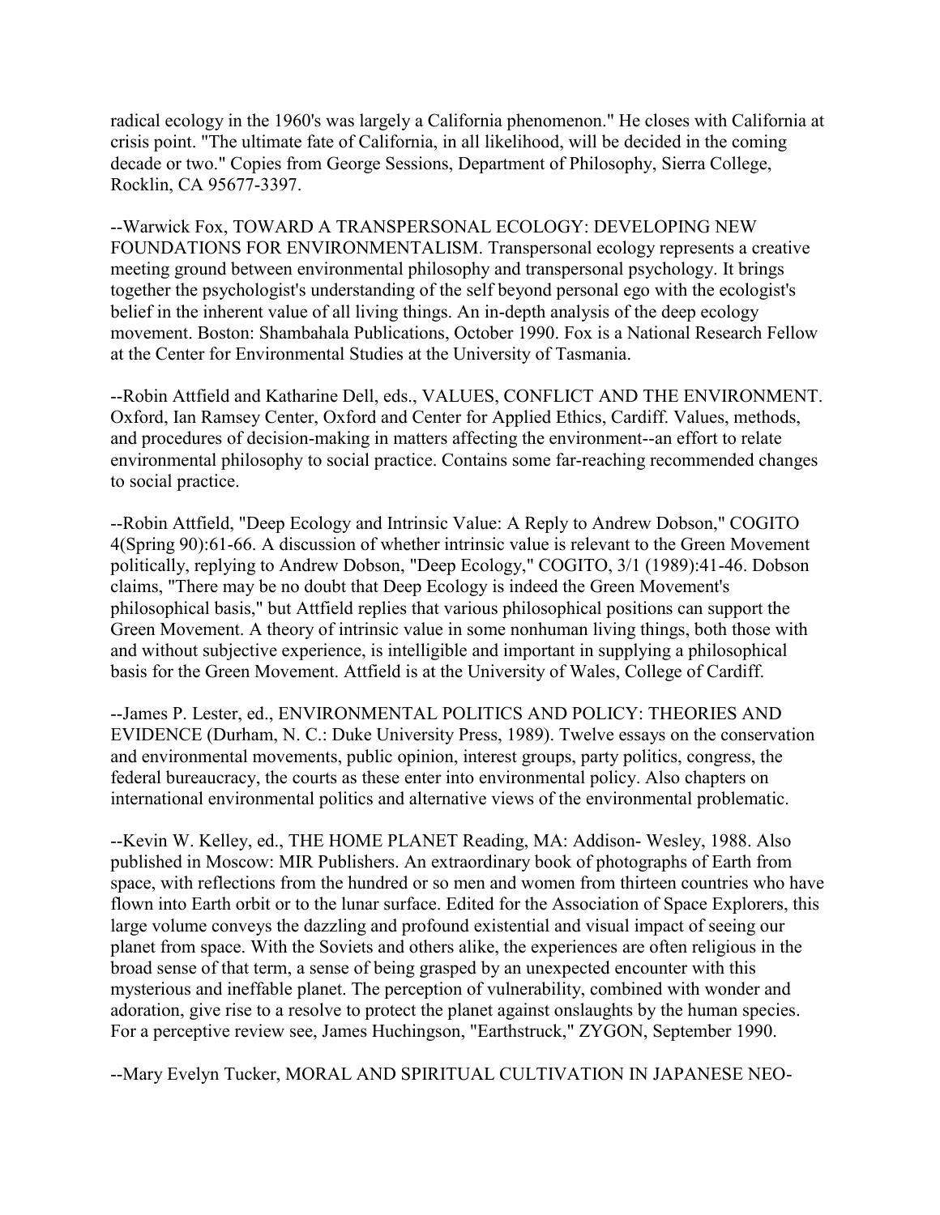radical ecology in the 1960's was largely a California phenomenon." He closes with California at crisis point. "The ultimate fate of California, in all likelihood, will be decided in the coming decade or two." Copies from George Sessions, Department of Philosophy, Sierra College, Rocklin, CA 95677-3397.

--Warwick Fox, TOWARD A TRANSPERSONAL ECOLOGY: DEVELOPING NEW FOUNDATIONS FOR ENVIRONMENTALISM. Transpersonal ecology represents a creative meeting ground between environmental philosophy and transpersonal psychology. It brings together the psychologist's understanding of the self beyond personal ego with the ecologist's belief in the inherent value of all living things. An in-depth analysis of the deep ecology movement. Boston: Shambahala Publications, October 1990. Fox is a National Research Fellow at the Center for Environmental Studies at the University of Tasmania.

--Robin Attfield and Katharine Dell, eds., VALUES, CONFLICT AND THE ENVIRONMENT. Oxford, Ian Ramsey Center, Oxford and Center for Applied Ethics, Cardiff. Values, methods, and procedures of decision-making in matters affecting the environment--an effort to relate environmental philosophy to social practice. Contains some far-reaching recommended changes to social practice.

--Robin Attfield, "Deep Ecology and Intrinsic Value: A Reply to Andrew Dobson," COGITO 4(Spring 90):61-66. A discussion of whether intrinsic value is relevant to the Green Movement politically, replying to Andrew Dobson, "Deep Ecology," COGITO, 3/1 (1989):41-46. Dobson claims, "There may be no doubt that Deep Ecology is indeed the Green Movement's philosophical basis," but Attfield replies that various philosophical positions can support the Green Movement. A theory of intrinsic value in some nonhuman living things, both those with and without subjective experience, is intelligible and important in supplying a philosophical basis for the Green Movement. Attfield is at the University of Wales, College of Cardiff.

--James P. Lester, ed., ENVIRONMENTAL POLITICS AND POLICY: THEORIES AND EVIDENCE (Durham, N. C.: Duke University Press, 1989). Twelve essays on the conservation and environmental movements, public opinion, interest groups, party politics, congress, the federal bureaucracy, the courts as these enter into environmental policy. Also chapters on international environmental politics and alternative views of the environmental problematic.

--Kevin W. Kelley, ed., THE HOME PLANET Reading, MA: Addison- Wesley, 1988. Also published in Moscow: MIR Publishers. An extraordinary book of photographs of Earth from space, with reflections from the hundred or so men and women from thirteen countries who have flown into Earth orbit or to the lunar surface. Edited for the Association of Space Explorers, this large volume conveys the dazzling and profound existential and visual impact of seeing our planet from space. With the Soviets and others alike, the experiences are often religious in the broad sense of that term, a sense of being grasped by an unexpected encounter with this mysterious and ineffable planet. The perception of vulnerability, combined with wonder and adoration, give rise to a resolve to protect the planet against onslaughts by the human species. For a perceptive review see, James Huchingson, "Earthstruck," ZYGON, September 1990.

--Mary Evelyn Tucker, MORAL AND SPIRITUAL CULTIVATION IN JAPANESE NEO-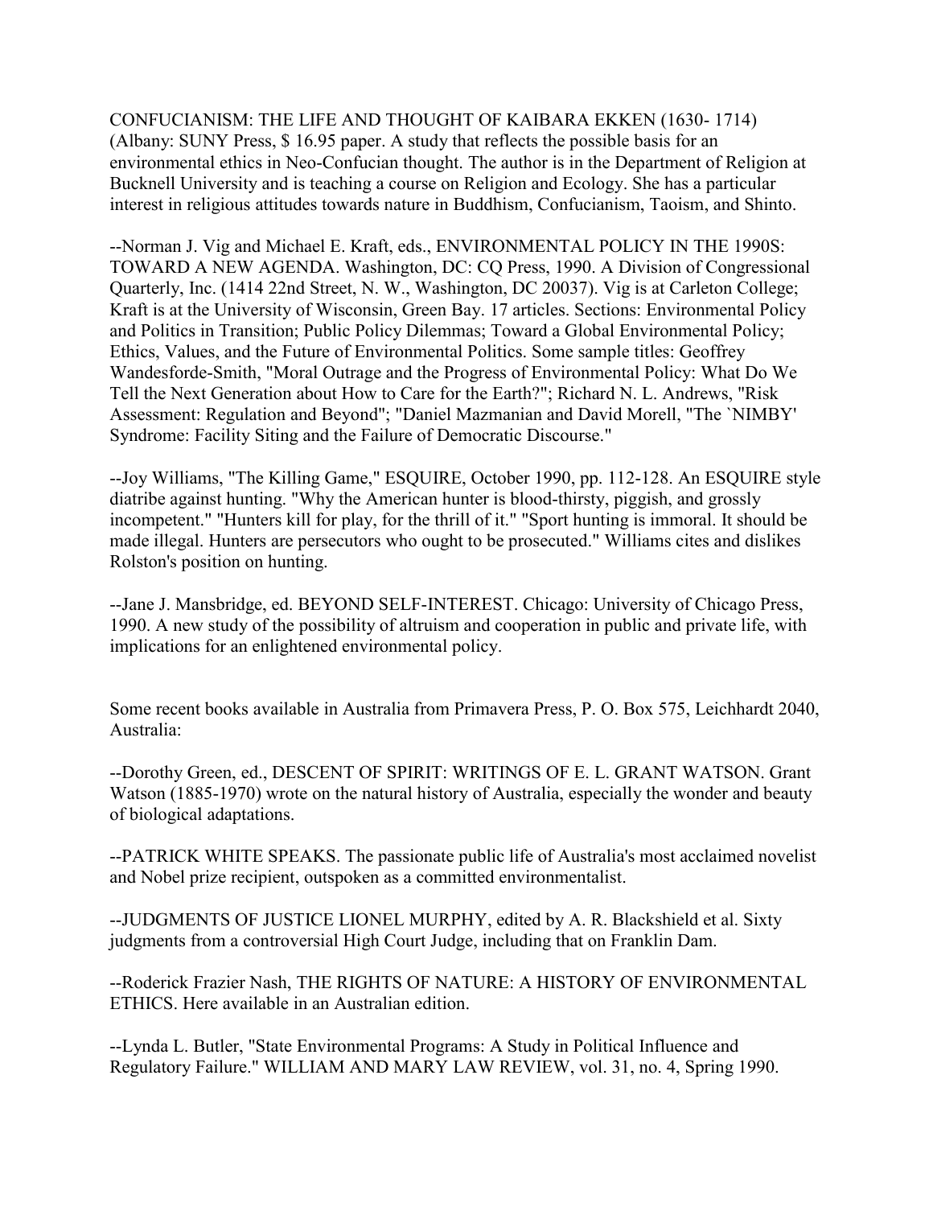CONFUCIANISM: THE LIFE AND THOUGHT OF KAIBARA EKKEN (1630- 1714) (Albany: SUNY Press, $ 16.95 paper. A study that reflects the possible basis for an environmental ethics in Neo-Confucian thought. The author is in the Department of Religion at Bucknell University and is teaching a course on Religion and Ecology. She has a particular interest in religious attitudes towards nature in Buddhism, Confucianism, Taoism, and Shinto.

--Norman J. Vig and Michael E. Kraft, eds., ENVIRONMENTAL POLICY IN THE 1990S: TOWARD A NEW AGENDA. Washington, DC: CQ Press, 1990. A Division of Congressional Quarterly, Inc. (1414 22nd Street, N. W., Washington, DC 20037). Vig is at Carleton College; Kraft is at the University of Wisconsin, Green Bay. 17 articles. Sections: Environmental Policy and Politics in Transition; Public Policy Dilemmas; Toward a Global Environmental Policy; Ethics, Values, and the Future of Environmental Politics. Some sample titles: Geoffrey Wandesforde-Smith, "Moral Outrage and the Progress of Environmental Policy: What Do We Tell the Next Generation about How to Care for the Earth?"; Richard N. L. Andrews, "Risk Assessment: Regulation and Beyond"; "Daniel Mazmanian and David Morell, "The `NIMBY' Syndrome: Facility Siting and the Failure of Democratic Discourse."

--Joy Williams, "The Killing Game," ESQUIRE, October 1990, pp. 112-128. An ESQUIRE style diatribe against hunting. "Why the American hunter is blood-thirsty, piggish, and grossly incompetent." "Hunters kill for play, for the thrill of it." "Sport hunting is immoral. It should be made illegal. Hunters are persecutors who ought to be prosecuted." Williams cites and dislikes Rolston's position on hunting.

--Jane J. Mansbridge, ed. BEYOND SELF-INTEREST. Chicago: University of Chicago Press, 1990. A new study of the possibility of altruism and cooperation in public and private life, with implications for an enlightened environmental policy.

Some recent books available in Australia from Primavera Press, P. O. Box 575, Leichhardt 2040, Australia:

--Dorothy Green, ed., DESCENT OF SPIRIT: WRITINGS OF E. L. GRANT WATSON. Grant Watson (1885-1970) wrote on the natural history of Australia, especially the wonder and beauty of biological adaptations.

--PATRICK WHITE SPEAKS. The passionate public life of Australia's most acclaimed novelist and Nobel prize recipient, outspoken as a committed environmentalist.

--JUDGMENTS OF JUSTICE LIONEL MURPHY, edited by A. R. Blackshield et al. Sixty judgments from a controversial High Court Judge, including that on Franklin Dam.

--Roderick Frazier Nash, THE RIGHTS OF NATURE: A HISTORY OF ENVIRONMENTAL ETHICS. Here available in an Australian edition.

--Lynda L. Butler, "State Environmental Programs: A Study in Political Influence and Regulatory Failure." WILLIAM AND MARY LAW REVIEW, vol. 31, no. 4, Spring 1990.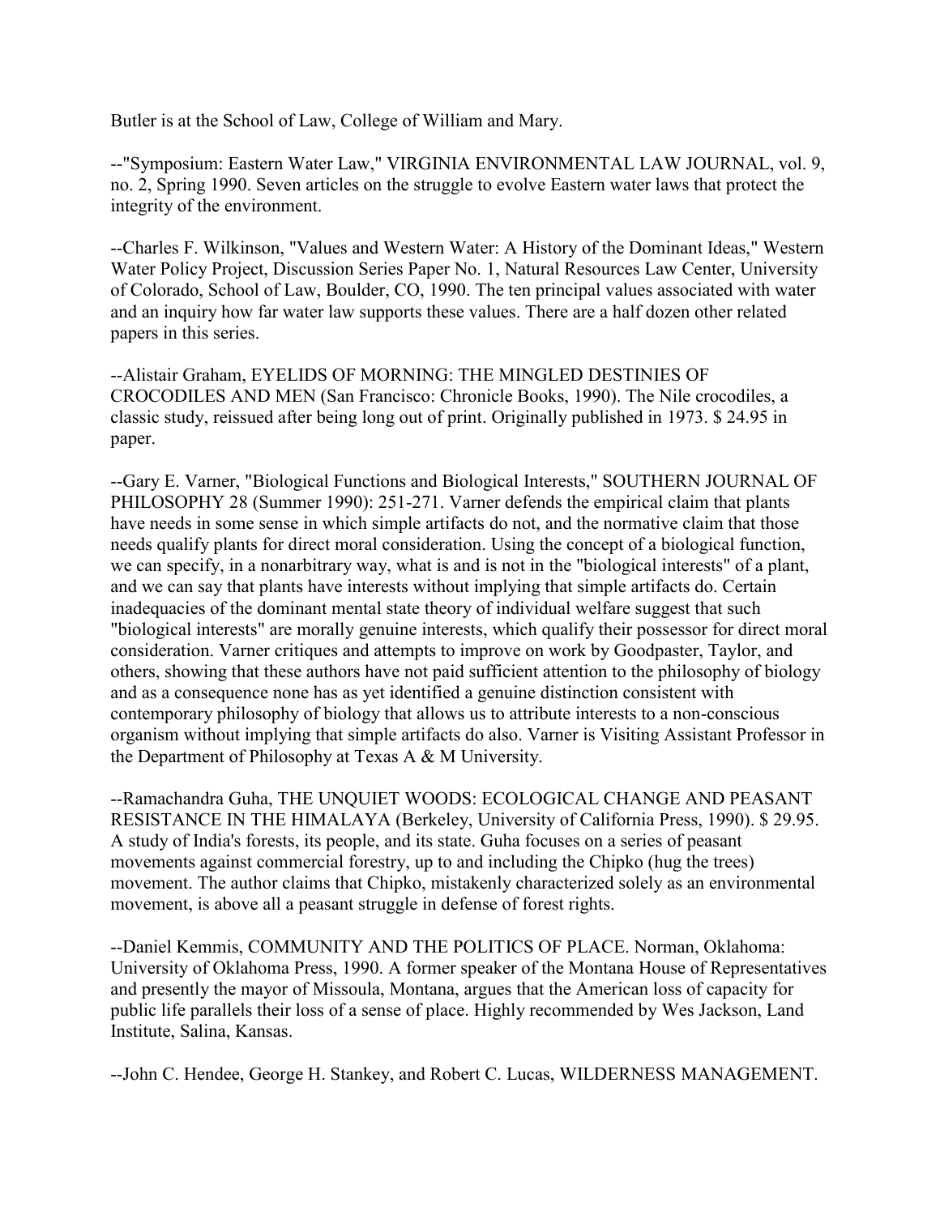Butler is at the School of Law, College of William and Mary.

--"Symposium: Eastern Water Law," VIRGINIA ENVIRONMENTAL LAW JOURNAL, vol. 9, no. 2, Spring 1990. Seven articles on the struggle to evolve Eastern water laws that protect the integrity of the environment.

--Charles F. Wilkinson, "Values and Western Water: A History of the Dominant Ideas," Western Water Policy Project, Discussion Series Paper No. 1, Natural Resources Law Center, University of Colorado, School of Law, Boulder, CO, 1990. The ten principal values associated with water and an inquiry how far water law supports these values. There are a half dozen other related papers in this series.

--Alistair Graham, EYELIDS OF MORNING: THE MINGLED DESTINIES OF CROCODILES AND MEN (San Francisco: Chronicle Books, 1990). The Nile crocodiles, a classic study, reissued after being long out of print. Originally published in 1973. $ 24.95 in paper.

--Gary E. Varner, "Biological Functions and Biological Interests," SOUTHERN JOURNAL OF PHILOSOPHY 28 (Summer 1990): 251-271. Varner defends the empirical claim that plants have needs in some sense in which simple artifacts do not, and the normative claim that those needs qualify plants for direct moral consideration. Using the concept of a biological function, we can specify, in a nonarbitrary way, what is and is not in the "biological interests" of a plant, and we can say that plants have interests without implying that simple artifacts do. Certain inadequacies of the dominant mental state theory of individual welfare suggest that such "biological interests" are morally genuine interests, which qualify their possessor for direct moral consideration. Varner critiques and attempts to improve on work by Goodpaster, Taylor, and others, showing that these authors have not paid sufficient attention to the philosophy of biology and as a consequence none has as yet identified a genuine distinction consistent with contemporary philosophy of biology that allows us to attribute interests to a non-conscious organism without implying that simple artifacts do also. Varner is Visiting Assistant Professor in the Department of Philosophy at Texas A & M University.

--Ramachandra Guha, THE UNQUIET WOODS: ECOLOGICAL CHANGE AND PEASANT RESISTANCE IN THE HIMALAYA (Berkeley, University of California Press, 1990). $ 29.95. A study of India's forests, its people, and its state. Guha focuses on a series of peasant movements against commercial forestry, up to and including the Chipko (hug the trees) movement. The author claims that Chipko, mistakenly characterized solely as an environmental movement, is above all a peasant struggle in defense of forest rights.

--Daniel Kemmis, COMMUNITY AND THE POLITICS OF PLACE. Norman, Oklahoma: University of Oklahoma Press, 1990. A former speaker of the Montana House of Representatives and presently the mayor of Missoula, Montana, argues that the American loss of capacity for public life parallels their loss of a sense of place. Highly recommended by Wes Jackson, Land Institute, Salina, Kansas.

--John C. Hendee, George H. Stankey, and Robert C. Lucas, WILDERNESS MANAGEMENT.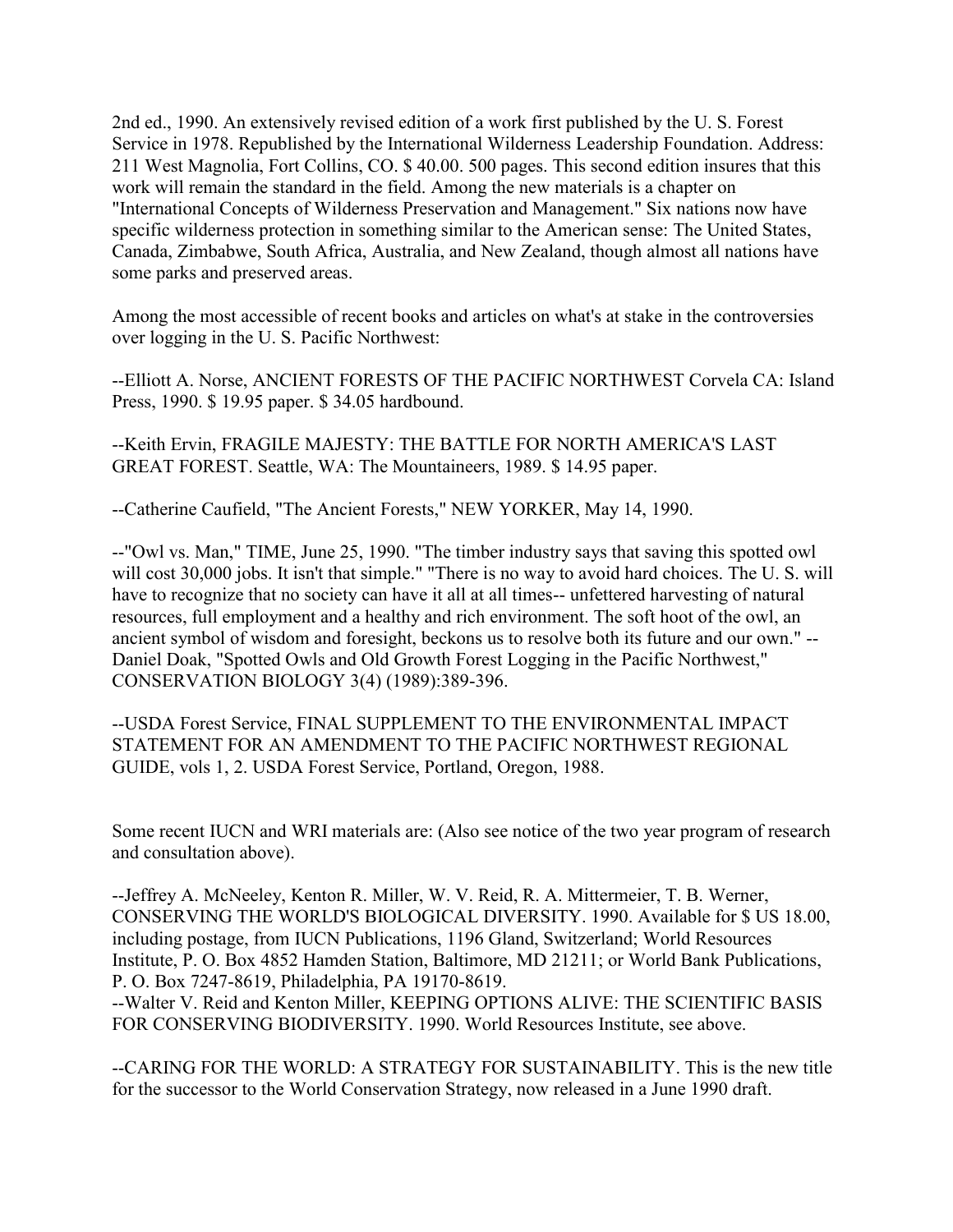2nd ed., 1990. An extensively revised edition of a work first published by the U. S. Forest Service in 1978. Republished by the International Wilderness Leadership Foundation. Address: 211 West Magnolia, Fort Collins, CO. $ 40.00. 500 pages. This second edition insures that this work will remain the standard in the field. Among the new materials is a chapter on "International Concepts of Wilderness Preservation and Management." Six nations now have specific wilderness protection in something similar to the American sense: The United States, Canada, Zimbabwe, South Africa, Australia, and New Zealand, though almost all nations have some parks and preserved areas.

Among the most accessible of recent books and articles on what's at stake in the controversies over logging in the U. S. Pacific Northwest:

--Elliott A. Norse, ANCIENT FORESTS OF THE PACIFIC NORTHWEST Corvela CA: Island Press, 1990. $ 19.95 paper. $ 34.05 hardbound.

--Keith Ervin, FRAGILE MAJESTY: THE BATTLE FOR NORTH AMERICA'S LAST GREAT FOREST. Seattle, WA: The Mountaineers, 1989. $ 14.95 paper.

--Catherine Caufield, "The Ancient Forests," NEW YORKER, May 14, 1990.

--"Owl vs. Man," TIME, June 25, 1990. "The timber industry says that saving this spotted owl will cost 30,000 jobs. It isn't that simple." "There is no way to avoid hard choices. The U. S. will have to recognize that no society can have it all at all times-- unfettered harvesting of natural resources, full employment and a healthy and rich environment. The soft hoot of the owl, an ancient symbol of wisdom and foresight, beckons us to resolve both its future and our own." --Daniel Doak, "Spotted Owls and Old Growth Forest Logging in the Pacific Northwest," CONSERVATION BIOLOGY 3(4) (1989):389-396.

--USDA Forest Service, FINAL SUPPLEMENT TO THE ENVIRONMENTAL IMPACT STATEMENT FOR AN AMENDMENT TO THE PACIFIC NORTHWEST REGIONAL GUIDE, vols 1, 2. USDA Forest Service, Portland, Oregon, 1988.

Some recent IUCN and WRI materials are: (Also see notice of the two year program of research and consultation above).

--Jeffrey A. McNeeley, Kenton R. Miller, W. V. Reid, R. A. Mittermeier, T. B. Werner, CONSERVING THE WORLD'S BIOLOGICAL DIVERSITY. 1990. Available for $ US 18.00, including postage, from IUCN Publications, 1196 Gland, Switzerland; World Resources Institute, P. O. Box 4852 Hamden Station, Baltimore, MD 21211; or World Bank Publications, P. O. Box 7247-8619, Philadelphia, PA 19170-8619.

--Walter V. Reid and Kenton Miller, KEEPING OPTIONS ALIVE: THE SCIENTIFIC BASIS FOR CONSERVING BIODIVERSITY. 1990. World Resources Institute, see above.

--CARING FOR THE WORLD: A STRATEGY FOR SUSTAINABILITY. This is the new title for the successor to the World Conservation Strategy, now released in a June 1990 draft.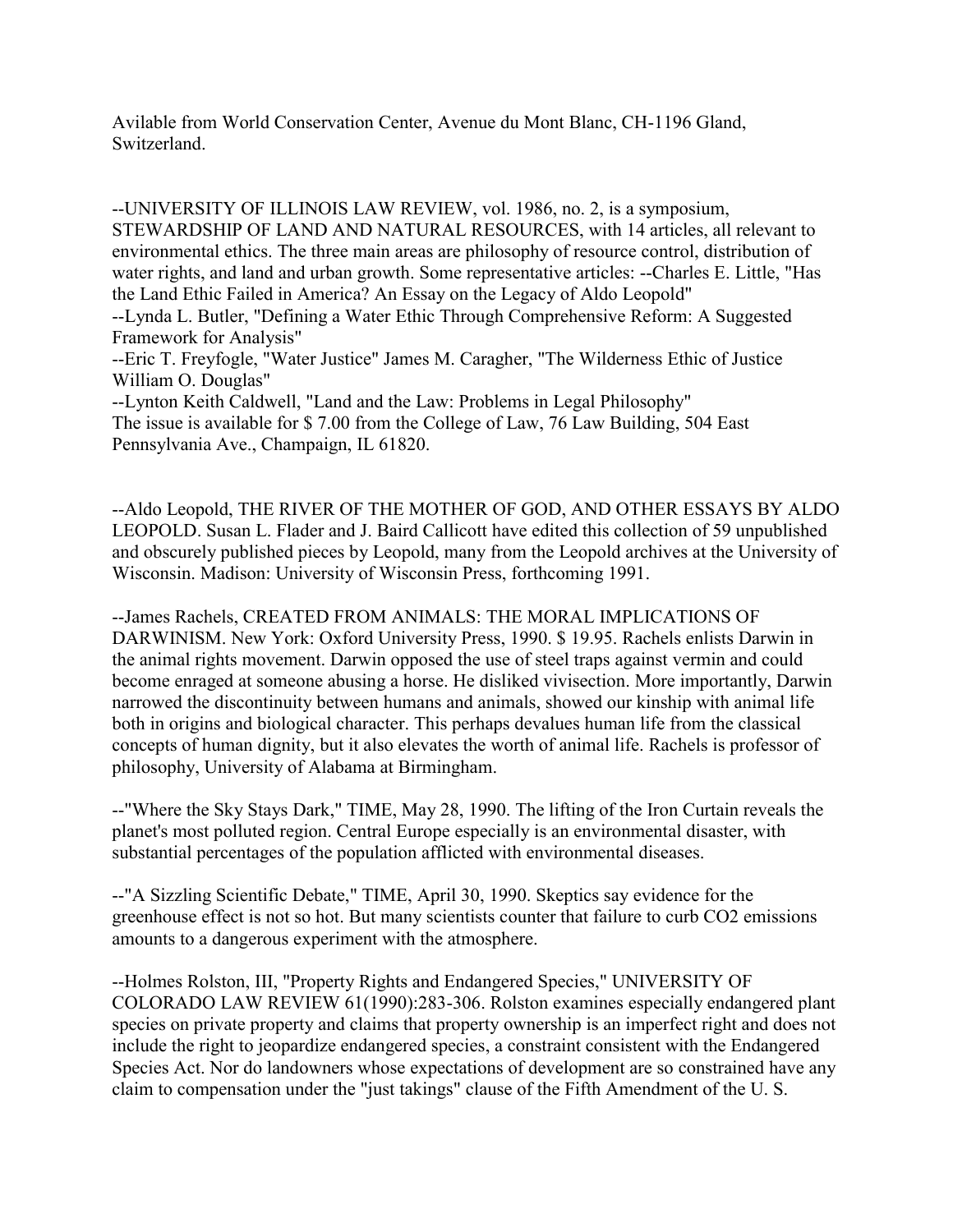Avilable from World Conservation Center, Avenue du Mont Blanc, CH-1196 Gland, Switzerland.

--UNIVERSITY OF ILLINOIS LAW REVIEW, vol. 1986, no. 2, is a symposium, STEWARDSHIP OF LAND AND NATURAL RESOURCES, with 14 articles, all relevant to environmental ethics. The three main areas are philosophy of resource control, distribution of water rights, and land and urban growth. Some representative articles: --Charles E. Little, "Has the Land Ethic Failed in America? An Essay on the Legacy of Aldo Leopold"
--Lynda L. Butler, "Defining a Water Ethic Through Comprehensive Reform: A Suggested Framework for Analysis"
--Eric T. Freyfogle, "Water Justice" James M. Caragher, "The Wilderness Ethic of Justice William O. Douglas"
--Lynton Keith Caldwell, "Land and the Law: Problems in Legal Philosophy"
The issue is available for $ 7.00 from the College of Law, 76 Law Building, 504 East Pennsylvania Ave., Champaign, IL 61820.

--Aldo Leopold, THE RIVER OF THE MOTHER OF GOD, AND OTHER ESSAYS BY ALDO LEOPOLD. Susan L. Flader and J. Baird Callicott have edited this collection of 59 unpublished and obscurely published pieces by Leopold, many from the Leopold archives at the University of Wisconsin. Madison: University of Wisconsin Press, forthcoming 1991.

--James Rachels, CREATED FROM ANIMALS: THE MORAL IMPLICATIONS OF DARWINISM. New York: Oxford University Press, 1990. $ 19.95. Rachels enlists Darwin in the animal rights movement. Darwin opposed the use of steel traps against vermin and could become enraged at someone abusing a horse. He disliked vivisection. More importantly, Darwin narrowed the discontinuity between humans and animals, showed our kinship with animal life both in origins and biological character. This perhaps devalues human life from the classical concepts of human dignity, but it also elevates the worth of animal life. Rachels is professor of philosophy, University of Alabama at Birmingham.

--"Where the Sky Stays Dark," TIME, May 28, 1990. The lifting of the Iron Curtain reveals the planet's most polluted region. Central Europe especially is an environmental disaster, with substantial percentages of the population afflicted with environmental diseases.

--"A Sizzling Scientific Debate," TIME, April 30, 1990. Skeptics say evidence for the greenhouse effect is not so hot. But many scientists counter that failure to curb $CO_2$ emissions amounts to a dangerous experiment with the atmosphere.

--Holmes Rolston, III, "Property Rights and Endangered Species," UNIVERSITY OF COLORADO LAW REVIEW 61(1990):283-306. Rolston examines especially endangered plant species on private property and claims that property ownership is an imperfect right and does not include the right to jeopardize endangered species, a constraint consistent with the Endangered Species Act. Nor do landowners whose expectations of development are so constrained have any claim to compensation under the "just takings" clause of the Fifth Amendment of the U. S.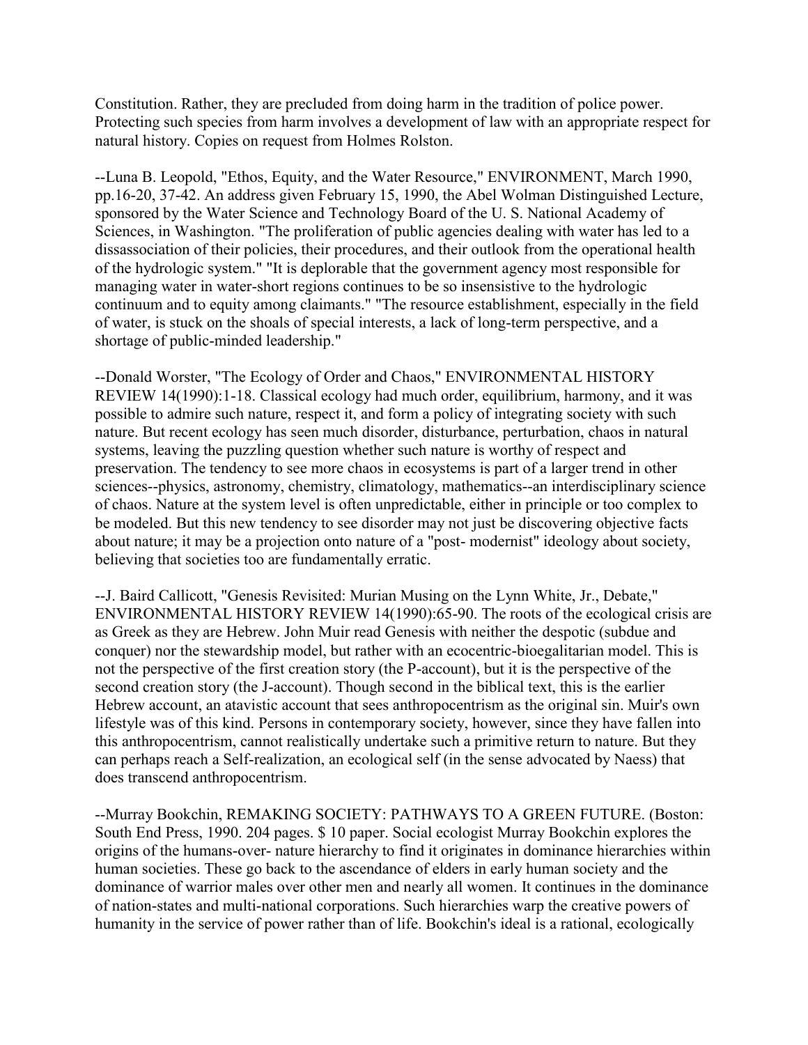Constitution. Rather, they are precluded from doing harm in the tradition of police power. Protecting such species from harm involves a development of law with an appropriate respect for natural history. Copies on request from Holmes Rolston.

--Luna B. Leopold, "Ethos, Equity, and the Water Resource," ENVIRONMENT, March 1990, pp.16-20, 37-42. An address given February 15, 1990, the Abel Wolman Distinguished Lecture, sponsored by the Water Science and Technology Board of the U. S. National Academy of Sciences, in Washington. "The proliferation of public agencies dealing with water has led to a dissassociation of their policies, their procedures, and their outlook from the operational health of the hydrologic system." "It is deplorable that the government agency most responsible for managing water in water-short regions continues to be so insensitive to the hydrologic continuum and to equity among claimants." "The resource establishment, especially in the field of water, is stuck on the shoals of special interests, a lack of long-term perspective, and a shortage of public-minded leadership."

--Donald Worster, "The Ecology of Order and Chaos," ENVIRONMENTAL HISTORY REVIEW 14(1990):1-18. Classical ecology had much order, equilibrium, harmony, and it was possible to admire such nature, respect it, and form a policy of integrating society with such nature. But recent ecology has seen much disorder, disturbance, perturbation, chaos in natural systems, leaving the puzzling question whether such nature is worthy of respect and preservation. The tendency to see more chaos in ecosystems is part of a larger trend in other sciences--physics, astronomy, chemistry, climatology, mathematics--an interdisciplinary science of chaos. Nature at the system level is often unpredictable, either in principle or too complex to be modeled. But this new tendency to see disorder may not just be discovering objective facts about nature; it may be a projection onto nature of a "post- modernist" ideology about society, believing that societies too are fundamentally erratic.

--J. Baird Callicott, "Genesis Revisited: Murian Musing on the Lynn White, Jr., Debate," ENVIRONMENTAL HISTORY REVIEW 14(1990):65-90. The roots of the ecological crisis are as Greek as they are Hebrew. John Muir read Genesis with neither the despotic (subdue and conquer) nor the stewardship model, but rather with an ecocentric-bioegalitarian model. This is not the perspective of the first creation story (the P-account), but it is the perspective of the second creation story (the J-account). Though second in the biblical text, this is the earlier Hebrew account, an atavistic account that sees anthropocentrism as the original sin. Muir's own lifestyle was of this kind. Persons in contemporary society, however, since they have fallen into this anthropocentrism, cannot realistically undertake such a primitive return to nature. But they can perhaps reach a Self-realization, an ecological self (in the sense advocated by Naess) that does transcend anthropocentrism.

--Murray Bookchin, REMAKING SOCIETY: PATHWAYS TO A GREEN FUTURE. (Boston: South End Press, 1990. 204 pages. $ 10 paper. Social ecologist Murray Bookchin explores the origins of the humans-over- nature hierarchy to find it originates in dominance hierarchies within human societies. These go back to the ascendance of elders in early human society and the dominance of warrior males over other men and nearly all women. It continues in the dominance of nation-states and multi-national corporations. Such hierarchies warp the creative powers of humanity in the service of power rather than of life. Bookchin's ideal is a rational, ecologically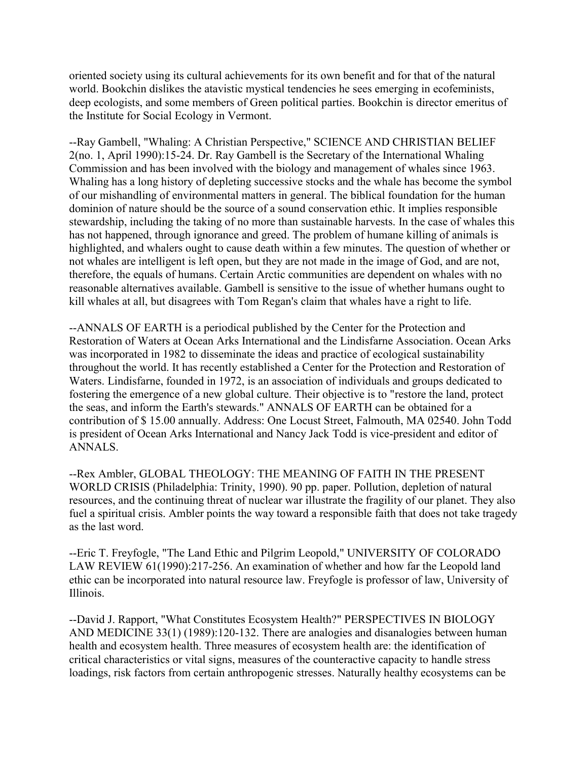oriented society using its cultural achievements for its own benefit and for that of the natural world. Bookchin dislikes the atavistic mystical tendencies he sees emerging in ecofeminists, deep ecologists, and some members of Green political parties. Bookchin is director emeritus of the Institute for Social Ecology in Vermont.

--Ray Gambell, "Whaling: A Christian Perspective," SCIENCE AND CHRISTIAN BELIEF 2(no. 1, April 1990):15-24. Dr. Ray Gambell is the Secretary of the International Whaling Commission and has been involved with the biology and management of whales since 1963. Whaling has a long history of depleting successive stocks and the whale has become the symbol of our mishandling of environmental matters in general. The biblical foundation for the human dominion of nature should be the source of a sound conservation ethic. It implies responsible stewardship, including the taking of no more than sustainable harvests. In the case of whales this has not happened, through ignorance and greed. The problem of humane killing of animals is highlighted, and whalers ought to cause death within a few minutes. The question of whether or not whales are intelligent is left open, but they are not made in the image of God, and are not, therefore, the equals of humans. Certain Arctic communities are dependent on whales with no reasonable alternatives available. Gambell is sensitive to the issue of whether humans ought to kill whales at all, but disagrees with Tom Regan's claim that whales have a right to life.

--ANNALS OF EARTH is a periodical published by the Center for the Protection and Restoration of Waters at Ocean Arks International and the Lindisfarne Association. Ocean Arks was incorporated in 1982 to disseminate the ideas and practice of ecological sustainability throughout the world. It has recently established a Center for the Protection and Restoration of Waters. Lindisfarne, founded in 1972, is an association of individuals and groups dedicated to fostering the emergence of a new global culture. Their objective is to "restore the land, protect the seas, and inform the Earth's stewards." ANNALS OF EARTH can be obtained for a contribution of $ 15.00 annually. Address: One Locust Street, Falmouth, MA 02540. John Todd is president of Ocean Arks International and Nancy Jack Todd is vice-president and editor of ANNALS.

--Rex Ambler, GLOBAL THEOLOGY: THE MEANING OF FAITH IN THE PRESENT WORLD CRISIS (Philadelphia: Trinity, 1990). 90 pp. paper. Pollution, depletion of natural resources, and the continuing threat of nuclear war illustrate the fragility of our planet. They also fuel a spiritual crisis. Ambler points the way toward a responsible faith that does not take tragedy as the last word.

--Eric T. Freyfogle, "The Land Ethic and Pilgrim Leopold," UNIVERSITY OF COLORADO LAW REVIEW 61(1990):217-256. An examination of whether and how far the Leopold land ethic can be incorporated into natural resource law. Freyfogle is professor of law, University of Illinois.

--David J. Rapport, "What Constitutes Ecosystem Health?" PERSPECTIVES IN BIOLOGY AND MEDICINE 33(1) (1989):120-132. There are analogies and disanalogies between human health and ecosystem health. Three measures of ecosystem health are: the identification of critical characteristics or vital signs, measures of the counteractive capacity to handle stress loadings, risk factors from certain anthropogenic stresses. Naturally healthy ecosystems can be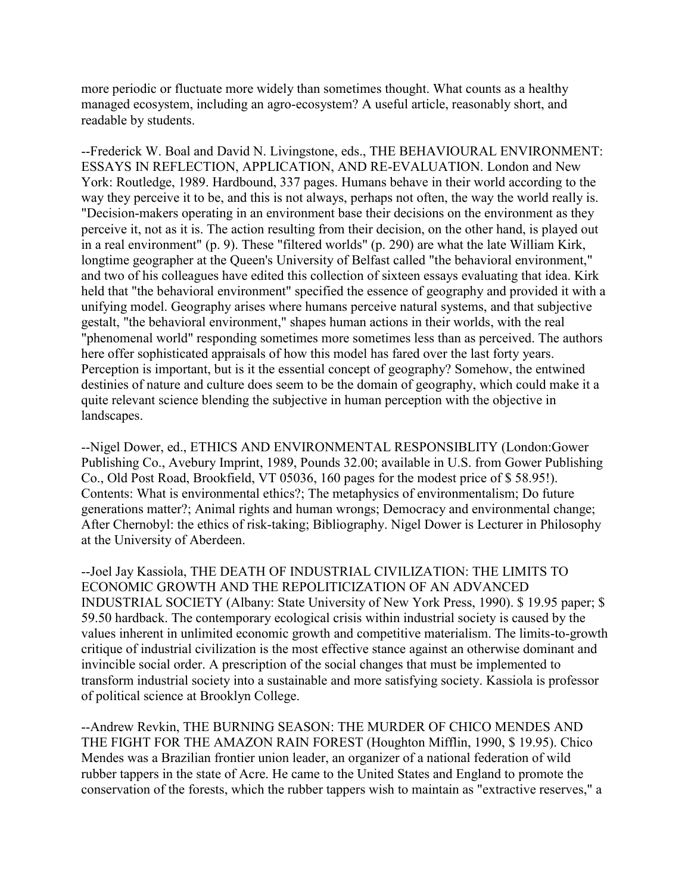more periodic or fluctuate more widely than sometimes thought. What counts as a healthy managed ecosystem, including an agro-ecosystem? A useful article, reasonably short, and readable by students.

--Frederick W. Boal and David N. Livingstone, eds., THE BEHAVIOURAL ENVIRONMENT: ESSAYS IN REFLECTION, APPLICATION, AND RE-EVALUATION. London and New York: Routledge, 1989. Hardbound, 337 pages. Humans behave in their world according to the way they perceive it to be, and this is not always, perhaps not often, the way the world really is. "Decision-makers operating in an environment base their decisions on the environment as they perceive it, not as it is. The action resulting from their decision, on the other hand, is played out in a real environment" (p. 9). These "filtered worlds" (p. 290) are what the late William Kirk, longtime geographer at the Queen's University of Belfast called "the behavioral environment," and two of his colleagues have edited this collection of sixteen essays evaluating that idea. Kirk held that "the behavioral environment" specified the essence of geography and provided it with a unifying model. Geography arises where humans perceive natural systems, and that subjective gestalt, "the behavioral environment," shapes human actions in their worlds, with the real "phenomenal world" responding sometimes more sometimes less than as perceived. The authors here offer sophisticated appraisals of how this model has fared over the last forty years. Perception is important, but is it the essential concept of geography? Somehow, the entwined destinies of nature and culture does seem to be the domain of geography, which could make it a quite relevant science blending the subjective in human perception with the objective in landscapes.

--Nigel Dower, ed., ETHICS AND ENVIRONMENTAL RESPONSIBLITY (London:Gower Publishing Co., Avebury Imprint, 1989, Pounds 32.00; available in U.S. from Gower Publishing Co., Old Post Road, Brookfield, VT 05036, 160 pages for the modest price of $ 58.95!). Contents: What is environmental ethics?; The metaphysics of environmentalism; Do future generations matter?; Animal rights and human wrongs; Democracy and environmental change; After Chernobyl: the ethics of risk-taking; Bibliography. Nigel Dower is Lecturer in Philosophy at the University of Aberdeen.

--Joel Jay Kassiola, THE DEATH OF INDUSTRIAL CIVILIZATION: THE LIMITS TO ECONOMIC GROWTH AND THE REPOLITICIZATION OF AN ADVANCED INDUSTRIAL SOCIETY (Albany: State University of New York Press, 1990). $ 19.95 paper; $ 59.50 hardback. The contemporary ecological crisis within industrial society is caused by the values inherent in unlimited economic growth and competitive materialism. The limits-to-growth critique of industrial civilization is the most effective stance against an otherwise dominant and invincible social order. A prescription of the social changes that must be implemented to transform industrial society into a sustainable and more satisfying society. Kassiola is professor of political science at Brooklyn College.

--Andrew Revkin, THE BURNING SEASON: THE MURDER OF CHICO MENDES AND THE FIGHT FOR THE AMAZON RAIN FOREST (Houghton Mifflin, 1990, $ 19.95). Chico Mendes was a Brazilian frontier union leader, an organizer of a national federation of wild rubber tappers in the state of Acre. He came to the United States and England to promote the conservation of the forests, which the rubber tappers wish to maintain as "extractive reserves," a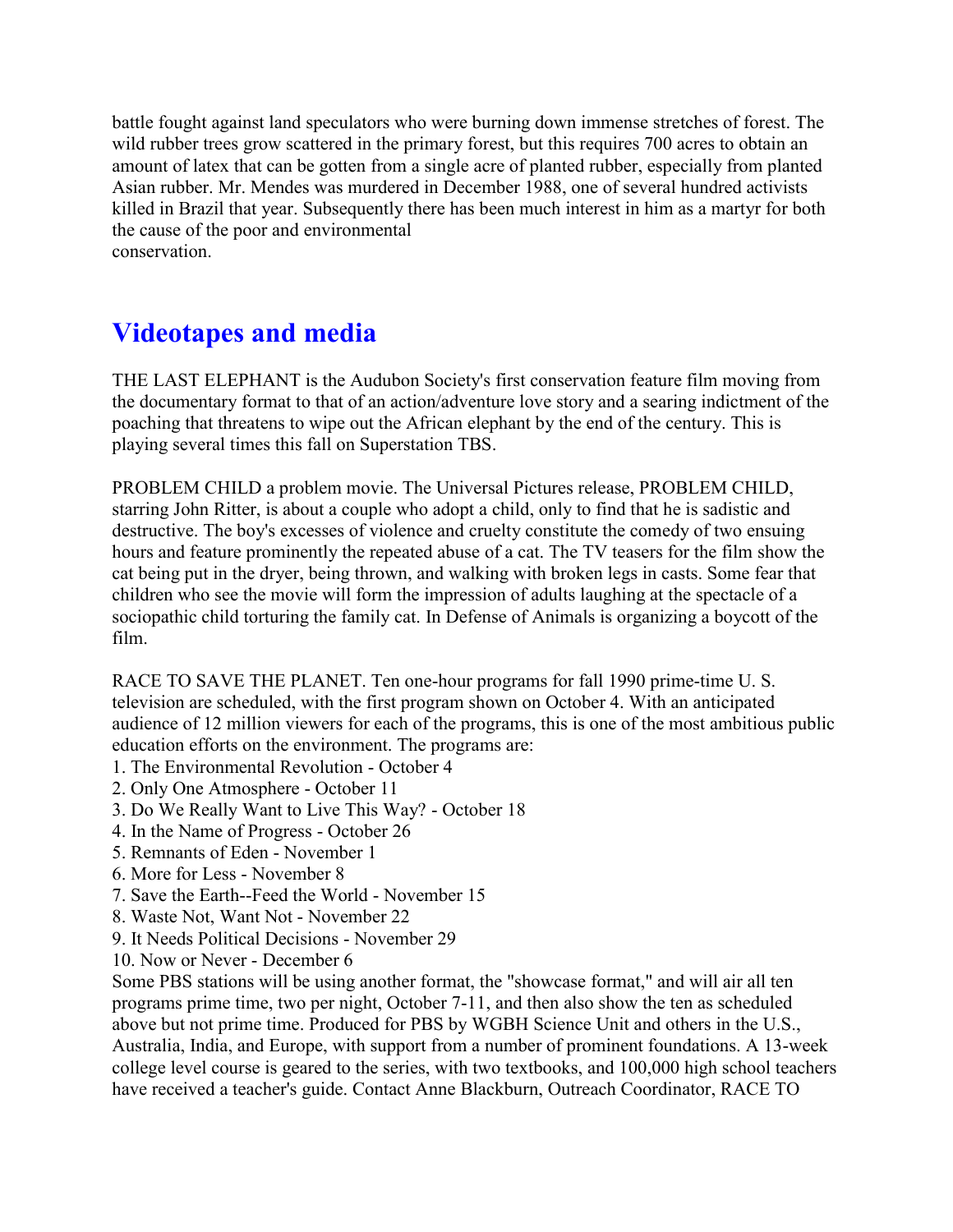battle fought against land speculators who were burning down immense stretches of forest. The wild rubber trees grow scattered in the primary forest, but this requires 700 acres to obtain an amount of latex that can be gotten from a single acre of planted rubber, especially from planted Asian rubber. Mr. Mendes was murdered in December 1988, one of several hundred activists killed in Brazil that year. Subsequently there has been much interest in him as a martyr for both the cause of the poor and environmental conservation.

## Videotapes and media

THE LAST ELEPHANT is the Audubon Society's first conservation feature film moving from the documentary format to that of an action/adventure love story and a searing indictment of the poaching that threatens to wipe out the African elephant by the end of the century. This is playing several times this fall on Superstation TBS.

PROBLEM CHILD a problem movie. The Universal Pictures release, PROBLEM CHILD, starring John Ritter, is about a couple who adopt a child, only to find that he is sadistic and destructive. The boy's excesses of violence and cruelty constitute the comedy of two ensuing hours and feature prominently the repeated abuse of a cat. The TV teasers for the film show the cat being put in the dryer, being thrown, and walking with broken legs in casts. Some fear that children who see the movie will form the impression of adults laughing at the spectacle of a sociopathic child torturing the family cat. In Defense of Animals is organizing a boycott of the film.

RACE TO SAVE THE PLANET. Ten one-hour programs for fall 1990 prime-time U. S. television are scheduled, with the first program shown on October 4. With an anticipated audience of 12 million viewers for each of the programs, this is one of the most ambitious public education efforts on the environment. The programs are:

1. The Environmental Revolution - October 4
2. Only One Atmosphere - October 11
3. Do We Really Want to Live This Way? - October 18
4. In the Name of Progress - October 26
5. Remnants of Eden - November 1
6. More for Less - November 8
7. Save the Earth--Feed the World - November 15
8. Waste Not, Want Not - November 22
9. It Needs Political Decisions - November 29
10. Now or Never - December 6

Some PBS stations will be using another format, the "showcase format," and will air all ten programs prime time, two per night, October 7-11, and then also show the ten as scheduled above but not prime time. Produced for PBS by WGBH Science Unit and others in the U.S., Australia, India, and Europe, with support from a number of prominent foundations. A 13-week college level course is geared to the series, with two textbooks, and 100,000 high school teachers have received a teacher's guide. Contact Anne Blackburn, Outreach Coordinator, RACE TO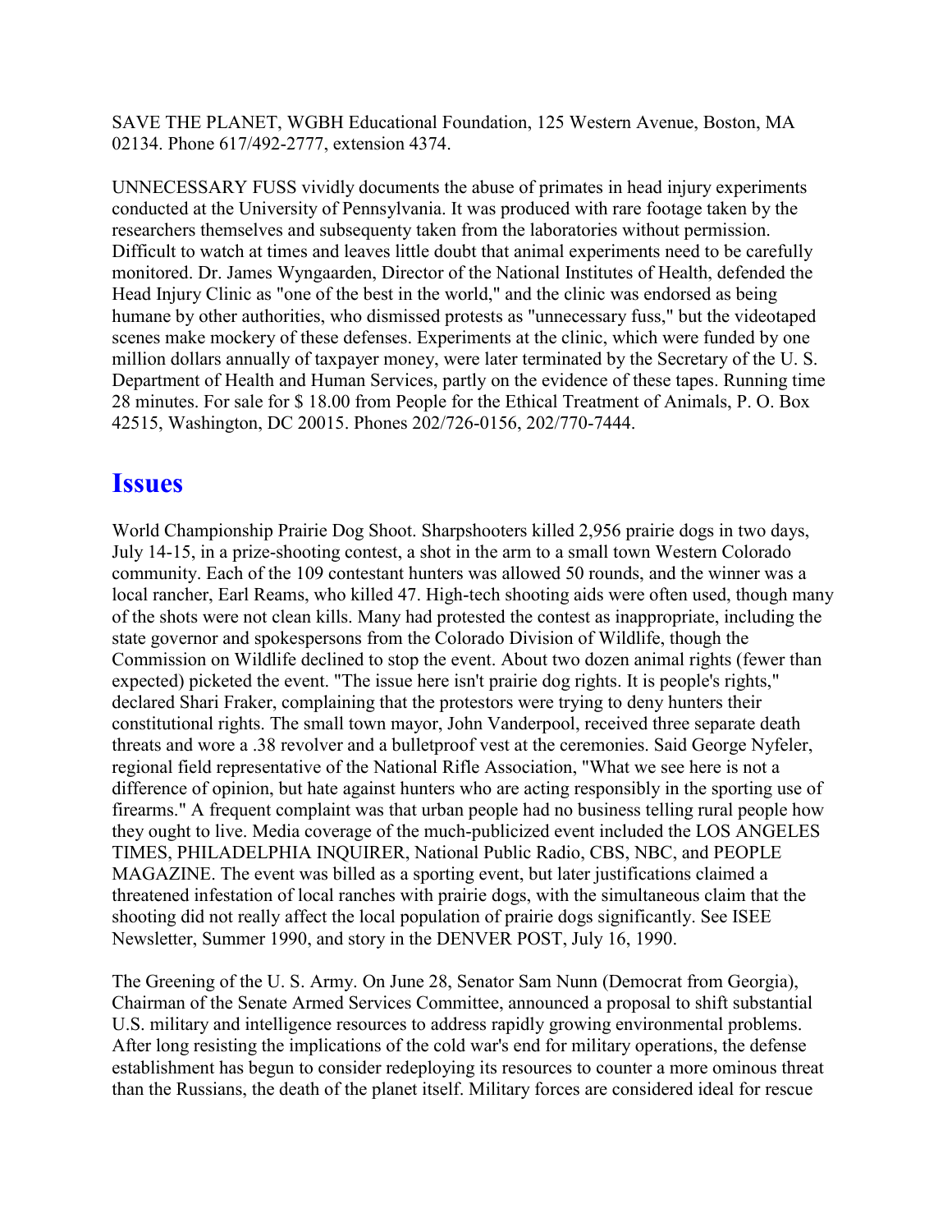SAVE THE PLANET, WGBH Educational Foundation, 125 Western Avenue, Boston, MA 02134. Phone 617/492-2777, extension 4374.

UNNECESSARY FUSS vividly documents the abuse of primates in head injury experiments conducted at the University of Pennsylvania. It was produced with rare footage taken by the researchers themselves and subsequenty taken from the laboratories without permission. Difficult to watch at times and leaves little doubt that animal experiments need to be carefully monitored. Dr. James Wyngaarden, Director of the National Institutes of Health, defended the Head Injury Clinic as "one of the best in the world," and the clinic was endorsed as being humane by other authorities, who dismissed protests as "unnecessary fuss," but the videotaped scenes make mockery of these defenses. Experiments at the clinic, which were funded by one million dollars annually of taxpayer money, were later terminated by the Secretary of the U. S. Department of Health and Human Services, partly on the evidence of these tapes. Running time 28 minutes. For sale for $ 18.00 from People for the Ethical Treatment of Animals, P. O. Box 42515, Washington, DC 20015. Phones 202/726-0156, 202/770-7444.

## Issues

World Championship Prairie Dog Shoot. Sharpshooters killed 2,956 prairie dogs in two days, July 14-15, in a prize-shooting contest, a shot in the arm to a small town Western Colorado community. Each of the 109 contestant hunters was allowed 50 rounds, and the winner was a local rancher, Earl Reams, who killed 47. High-tech shooting aids were often used, though many of the shots were not clean kills. Many had protested the contest as inappropriate, including the state governor and spokespersons from the Colorado Division of Wildlife, though the Commission on Wildlife declined to stop the event. About two dozen animal rights (fewer than expected) picketed the event. "The issue here isn't prairie dog rights. It is people's rights," declared Shari Fraker, complaining that the protestors were trying to deny hunters their constitutional rights. The small town mayor, John Vanderpool, received three separate death threats and wore a .38 revolver and a bulletproof vest at the ceremonies. Said George Nyfeler, regional field representative of the National Rifle Association, "What we see here is not a difference of opinion, but hate against hunters who are acting responsibly in the sporting use of firearms." A frequent complaint was that urban people had no business telling rural people how they ought to live. Media coverage of the much-publicized event included the LOS ANGELES TIMES, PHILADELPHIA INQUIRER, National Public Radio, CBS, NBC, and PEOPLE MAGAZINE. The event was billed as a sporting event, but later justifications claimed a threatened infestation of local ranches with prairie dogs, with the simultaneous claim that the shooting did not really affect the local population of prairie dogs significantly. See ISEE Newsletter, Summer 1990, and story in the DENVER POST, July 16, 1990.

The Greening of the U. S. Army. On June 28, Senator Sam Nunn (Democrat from Georgia), Chairman of the Senate Armed Services Committee, announced a proposal to shift substantial U.S. military and intelligence resources to address rapidly growing environmental problems. After long resisting the implications of the cold war's end for military operations, the defense establishment has begun to consider redeploying its resources to counter a more ominous threat than the Russians, the death of the planet itself. Military forces are considered ideal for rescue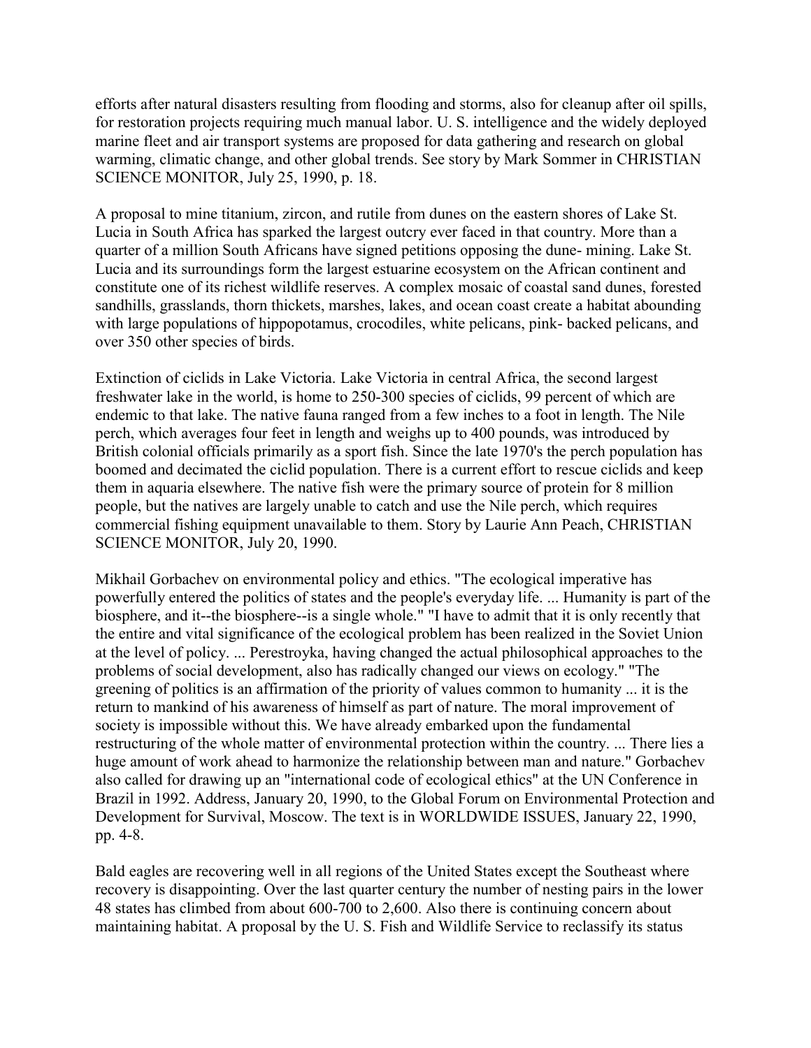efforts after natural disasters resulting from flooding and storms, also for cleanup after oil spills, for restoration projects requiring much manual labor. U. S. intelligence and the widely deployed marine fleet and air transport systems are proposed for data gathering and research on global warming, climatic change, and other global trends. See story by Mark Sommer in CHRISTIAN SCIENCE MONITOR, July 25, 1990, p. 18.

A proposal to mine titanium, zircon, and rutile from dunes on the eastern shores of Lake St. Lucia in South Africa has sparked the largest outcry ever faced in that country. More than a quarter of a million South Africans have signed petitions opposing the dune- mining. Lake St. Lucia and its surroundings form the largest estuarine ecosystem on the African continent and constitute one of its richest wildlife reserves. A complex mosaic of coastal sand dunes, forested sandhills, grasslands, thorn thickets, marshes, lakes, and ocean coast create a habitat abounding with large populations of hippopotamus, crocodiles, white pelicans, pink- backed pelicans, and over 350 other species of birds.

Extinction of ciclids in Lake Victoria. Lake Victoria in central Africa, the second largest freshwater lake in the world, is home to 250-300 species of ciclids, 99 percent of which are endemic to that lake. The native fauna ranged from a few inches to a foot in length. The Nile perch, which averages four feet in length and weighs up to 400 pounds, was introduced by British colonial officials primarily as a sport fish. Since the late 1970's the perch population has boomed and decimated the ciclid population. There is a current effort to rescue ciclids and keep them in aquaria elsewhere. The native fish were the primary source of protein for 8 million people, but the natives are largely unable to catch and use the Nile perch, which requires commercial fishing equipment unavailable to them. Story by Laurie Ann Peach, CHRISTIAN SCIENCE MONITOR, July 20, 1990.

Mikhail Gorbachev on environmental policy and ethics. "The ecological imperative has powerfully entered the politics of states and the people's everyday life. ... Humanity is part of the biosphere, and it--the biosphere--is a single whole." "I have to admit that it is only recently that the entire and vital significance of the ecological problem has been realized in the Soviet Union at the level of policy. ... Perestroyka, having changed the actual philosophical approaches to the problems of social development, also has radically changed our views on ecology." "The greening of politics is an affirmation of the priority of values common to humanity ... it is the return to mankind of his awareness of himself as part of nature. The moral improvement of society is impossible without this. We have already embarked upon the fundamental restructuring of the whole matter of environmental protection within the country. ... There lies a huge amount of work ahead to harmonize the relationship between man and nature." Gorbachev also called for drawing up an "international code of ecological ethics" at the UN Conference in Brazil in 1992. Address, January 20, 1990, to the Global Forum on Environmental Protection and Development for Survival, Moscow. The text is in WORLDWIDE ISSUES, January 22, 1990, pp. 4-8.

Bald eagles are recovering well in all regions of the United States except the Southeast where recovery is disappointing. Over the last quarter century the number of nesting pairs in the lower 48 states has climbed from about 600-700 to 2,600. Also there is continuing concern about maintaining habitat. A proposal by the U. S. Fish and Wildlife Service to reclassify its status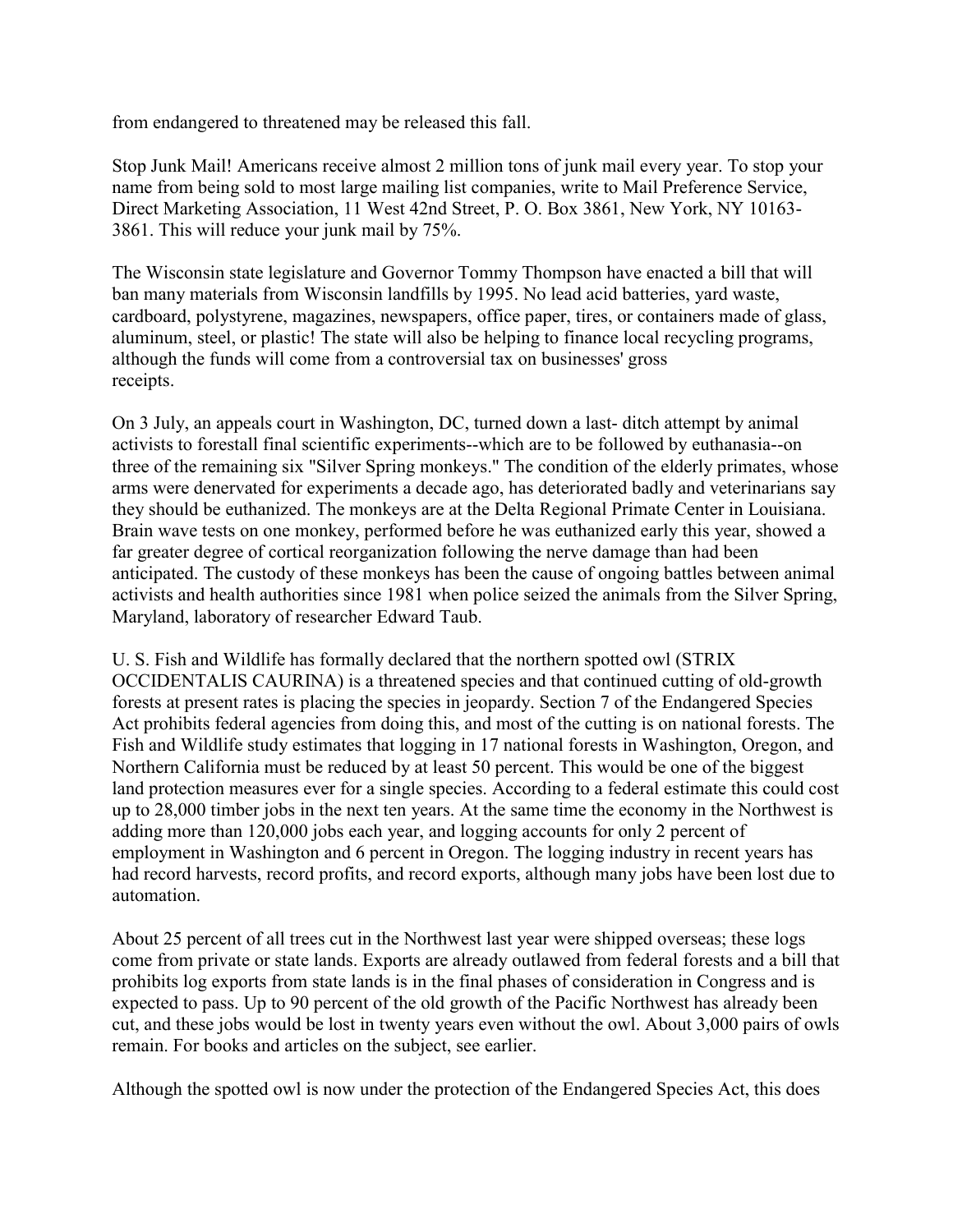from endangered to threatened may be released this fall.

Stop Junk Mail! Americans receive almost 2 million tons of junk mail every year. To stop your name from being sold to most large mailing list companies, write to Mail Preference Service, Direct Marketing Association, 11 West 42nd Street, P. O. Box 3861, New York, NY 10163-3861. This will reduce your junk mail by 75%.

The Wisconsin state legislature and Governor Tommy Thompson have enacted a bill that will ban many materials from Wisconsin landfills by 1995. No lead acid batteries, yard waste, cardboard, polystyrene, magazines, newspapers, office paper, tires, or containers made of glass, aluminum, steel, or plastic! The state will also be helping to finance local recycling programs, although the funds will come from a controversial tax on businesses' gross receipts.

On 3 July, an appeals court in Washington, DC, turned down a last- ditch attempt by animal activists to forestall final scientific experiments--which are to be followed by euthanasia--on three of the remaining six "Silver Spring monkeys." The condition of the elderly primates, whose arms were denervated for experiments a decade ago, has deteriorated badly and veterinarians say they should be euthanized. The monkeys are at the Delta Regional Primate Center in Louisiana. Brain wave tests on one monkey, performed before he was euthanized early this year, showed a far greater degree of cortical reorganization following the nerve damage than had been anticipated. The custody of these monkeys has been the cause of ongoing battles between animal activists and health authorities since 1981 when police seized the animals from the Silver Spring, Maryland, laboratory of researcher Edward Taub.

U. S. Fish and Wildlife has formally declared that the northern spotted owl (STRIX OCCIDENTALIS CAURINA) is a threatened species and that continued cutting of old-growth forests at present rates is placing the species in jeopardy. Section 7 of the Endangered Species Act prohibits federal agencies from doing this, and most of the cutting is on national forests. The Fish and Wildlife study estimates that logging in 17 national forests in Washington, Oregon, and Northern California must be reduced by at least 50 percent. This would be one of the biggest land protection measures ever for a single species. According to a federal estimate this could cost up to 28,000 timber jobs in the next ten years. At the same time the economy in the Northwest is adding more than 120,000 jobs each year, and logging accounts for only 2 percent of employment in Washington and 6 percent in Oregon. The logging industry in recent years has had record harvests, record profits, and record exports, although many jobs have been lost due to automation.

About 25 percent of all trees cut in the Northwest last year were shipped overseas; these logs come from private or state lands. Exports are already outlawed from federal forests and a bill that prohibits log exports from state lands is in the final phases of consideration in Congress and is expected to pass. Up to 90 percent of the old growth of the Pacific Northwest has already been cut, and these jobs would be lost in twenty years even without the owl. About 3,000 pairs of owls remain. For books and articles on the subject, see earlier.

Although the spotted owl is now under the protection of the Endangered Species Act, this does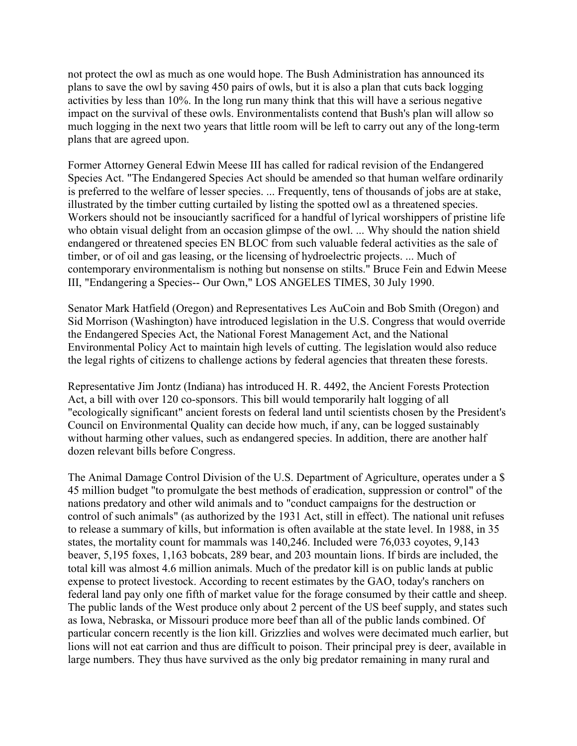not protect the owl as much as one would hope. The Bush Administration has announced its plans to save the owl by saving 450 pairs of owls, but it is also a plan that cuts back logging activities by less than 10%. In the long run many think that this will have a serious negative impact on the survival of these owls. Environmentalists contend that Bush's plan will allow so much logging in the next two years that little room will be left to carry out any of the long-term plans that are agreed upon.

Former Attorney General Edwin Meese III has called for radical revision of the Endangered Species Act. "The Endangered Species Act should be amended so that human welfare ordinarily is preferred to the welfare of lesser species. ... Frequently, tens of thousands of jobs are at stake, illustrated by the timber cutting curtailed by listing the spotted owl as a threatened species. Workers should not be insouciantly sacrificed for a handful of lyrical worshippers of pristine life who obtain visual delight from an occasion glimpse of the owl. ... Why should the nation shield endangered or threatened species EN BLOC from such valuable federal activities as the sale of timber, or of oil and gas leasing, or the licensing of hydroelectric projects. ... Much of contemporary environmentalism is nothing but nonsense on stilts." Bruce Fein and Edwin Meese III, "Endangering a Species-- Our Own," LOS ANGELES TIMES, 30 July 1990.

Senator Mark Hatfield (Oregon) and Representatives Les AuCoin and Bob Smith (Oregon) and Sid Morrison (Washington) have introduced legislation in the U.S. Congress that would override the Endangered Species Act, the National Forest Management Act, and the National Environmental Policy Act to maintain high levels of cutting. The legislation would also reduce the legal rights of citizens to challenge actions by federal agencies that threaten these forests.

Representative Jim Jontz (Indiana) has introduced H. R. 4492, the Ancient Forests Protection Act, a bill with over 120 co-sponsors. This bill would temporarily halt logging of all "ecologically significant" ancient forests on federal land until scientists chosen by the President's Council on Environmental Quality can decide how much, if any, can be logged sustainably without harming other values, such as endangered species. In addition, there are another half dozen relevant bills before Congress.

The Animal Damage Control Division of the U.S. Department of Agriculture, operates under a $ 45 million budget "to promulgate the best methods of eradication, suppression or control" of the nations predatory and other wild animals and to "conduct campaigns for the destruction or control of such animals" (as authorized by the 1931 Act, still in effect). The national unit refuses to release a summary of kills, but information is often available at the state level. In 1988, in 35 states, the mortality count for mammals was 140,246. Included were 76,033 coyotes, 9,143 beaver, 5,195 foxes, 1,163 bobcats, 289 bear, and 203 mountain lions. If birds are included, the total kill was almost 4.6 million animals. Much of the predator kill is on public lands at public expense to protect livestock. According to recent estimates by the GAO, today's ranchers on federal land pay only one fifth of market value for the forage consumed by their cattle and sheep. The public lands of the West produce only about 2 percent of the US beef supply, and states such as Iowa, Nebraska, or Missouri produce more beef than all of the public lands combined. Of particular concern recently is the lion kill. Grizzlies and wolves were decimated much earlier, but lions will not eat carrion and thus are difficult to poison. Their principal prey is deer, available in large numbers. They thus have survived as the only big predator remaining in many rural and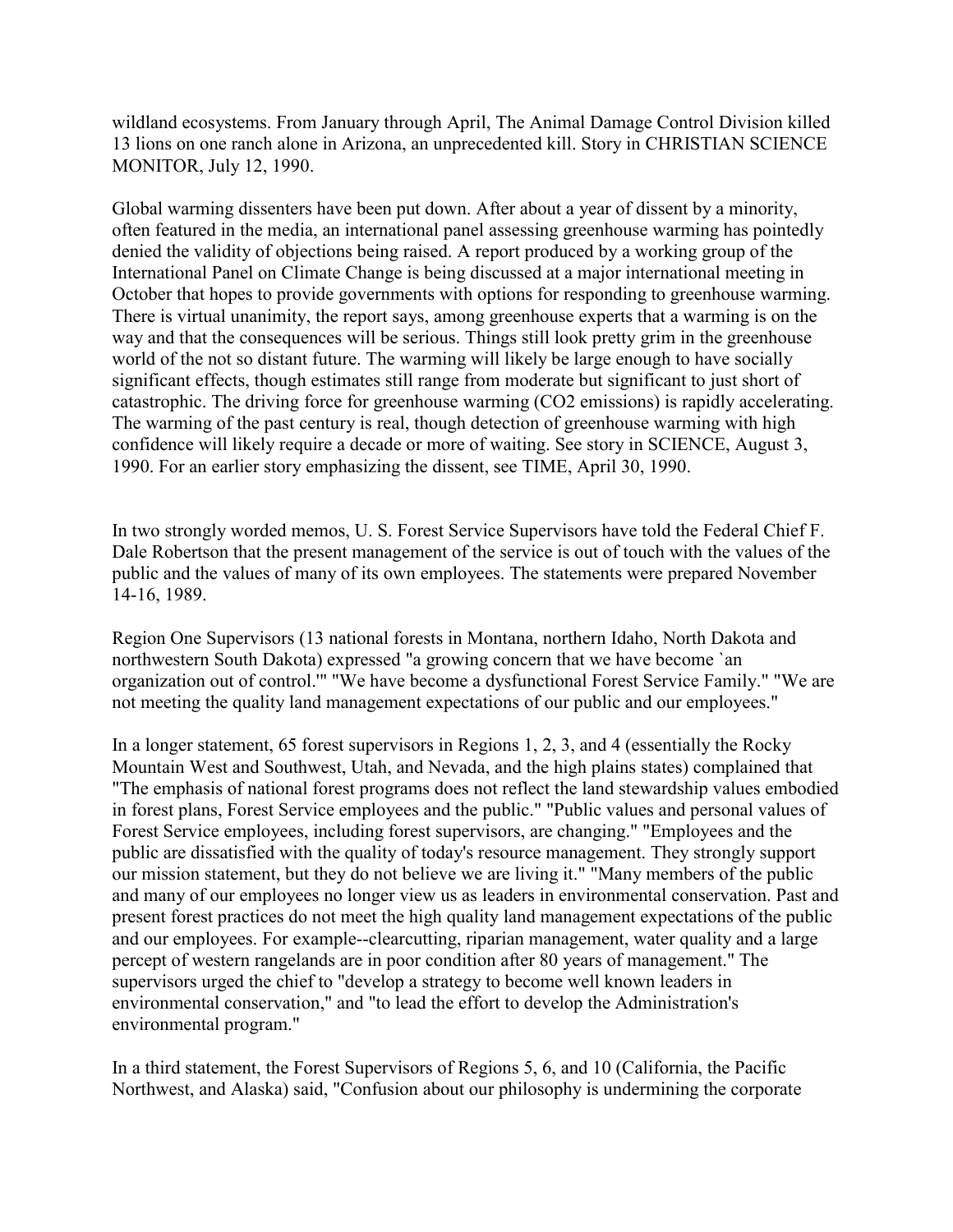wildland ecosystems. From January through April, The Animal Damage Control Division killed 13 lions on one ranch alone in Arizona, an unprecedented kill. Story in CHRISTIAN SCIENCE MONITOR, July 12, 1990.

Global warming dissenters have been put down. After about a year of dissent by a minority, often featured in the media, an international panel assessing greenhouse warming has pointedly denied the validity of objections being raised. A report produced by a working group of the International Panel on Climate Change is being discussed at a major international meeting in October that hopes to provide governments with options for responding to greenhouse warming. There is virtual unanimity, the report says, among greenhouse experts that a warming is on the way and that the consequences will be serious. Things still look pretty grim in the greenhouse world of the not so distant future. The warming will likely be large enough to have socially significant effects, though estimates still range from moderate but significant to just short of catastrophic. The driving force for greenhouse warming ($CO_2$ emissions) is rapidly accelerating. The warming of the past century is real, though detection of greenhouse warming with high confidence will likely require a decade or more of waiting. See story in SCIENCE, August 3, 1990. For an earlier story emphasizing the dissent, see TIME, April 30, 1990.

In two strongly worded memos, U. S. Forest Service Supervisors have told the Federal Chief F. Dale Robertson that the present management of the service is out of touch with the values of the public and the values of many of its own employees. The statements were prepared November 14-16, 1989.

Region One Supervisors (13 national forests in Montana, northern Idaho, North Dakota and northwestern South Dakota) expressed "a growing concern that we have become `an organization out of control.'" "We have become a dysfunctional Forest Service Family." "We are not meeting the quality land management expectations of our public and our employees."

In a longer statement, 65 forest supervisors in Regions 1, 2, 3, and 4 (essentially the Rocky Mountain West and Southwest, Utah, and Nevada, and the high plains states) complained that "The emphasis of national forest programs does not reflect the land stewardship values embodied in forest plans, Forest Service employees and the public." "Public values and personal values of Forest Service employees, including forest supervisors, are changing." "Employees and the public are dissatisfied with the quality of today's resource management. They strongly support our mission statement, but they do not believe we are living it." "Many members of the public and many of our employees no longer view us as leaders in environmental conservation. Past and present forest practices do not meet the high quality land management expectations of the public and our employees. For example--clearcutting, riparian management, water quality and a large percept of western rangelands are in poor condition after 80 years of management." The supervisors urged the chief to "develop a strategy to become well known leaders in environmental conservation," and "to lead the effort to develop the Administration's environmental program."

In a third statement, the Forest Supervisors of Regions 5, 6, and 10 (California, the Pacific Northwest, and Alaska) said, "Confusion about our philosophy is undermining the corporate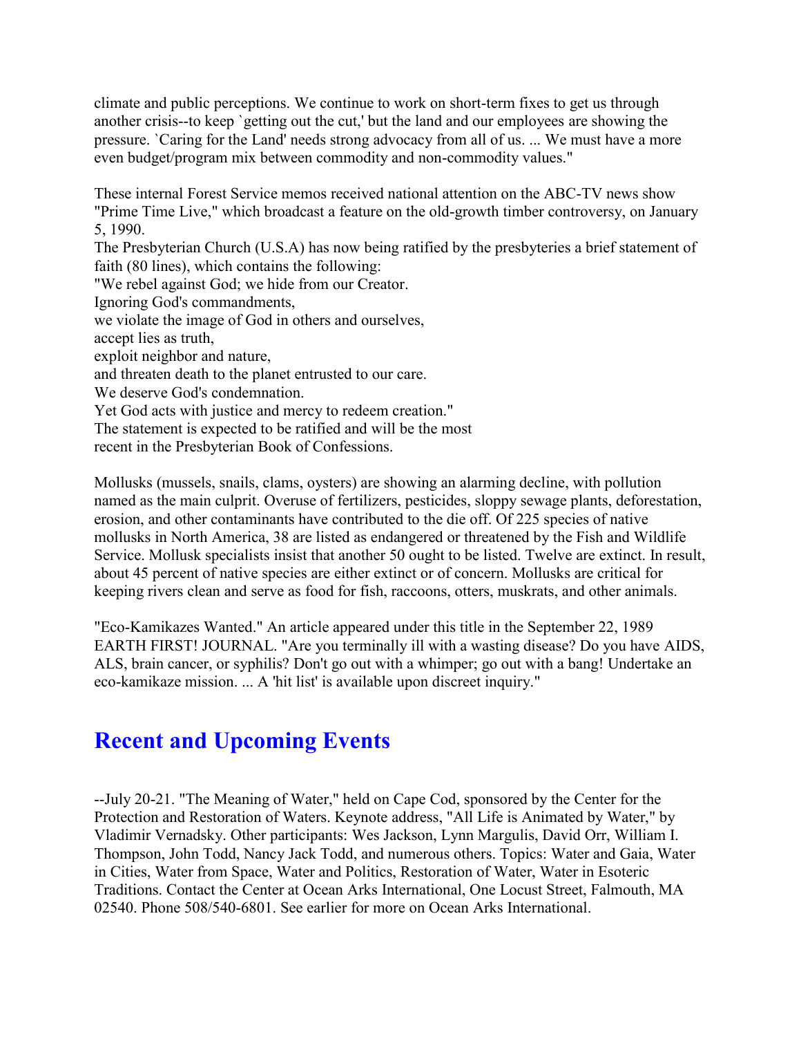climate and public perceptions. We continue to work on short-term fixes to get us through another crisis--to keep `getting out the cut,' but the land and our employees are showing the pressure. `Caring for the Land' needs strong advocacy from all of us. ... We must have a more even budget/program mix between commodity and non-commodity values."

These internal Forest Service memos received national attention on the ABC-TV news show "Prime Time Live," which broadcast a feature on the old-growth timber controversy, on January 5, 1990.

The Presbyterian Church (U.S.A) has now being ratified by the presbyteries a brief statement of faith (80 lines), which contains the following:

"We rebel against God; we hide from our Creator.  
Ignoring God's commandments,  
we violate the image of God in others and ourselves,  
accept lies as truth,  
exploit neighbor and nature,  
and threaten death to the planet entrusted to our care.  
We deserve God's condemnation.  
Yet God acts with justice and mercy to redeem creation."  
The statement is expected to be ratified and will be the most recent in the Presbyterian Book of Confessions.

Mollusks (mussels, snails, clams, oysters) are showing an alarming decline, with pollution named as the main culprit. Overuse of fertilizers, pesticides, sloppy sewage plants, deforestation, erosion, and other contaminants have contributed to the die off. Of 225 species of native mollusks in North America, 38 are listed as endangered or threatened by the Fish and Wildlife Service. Mollusk specialists insist that another 50 ought to be listed. Twelve are extinct. In result, about 45 percent of native species are either extinct or of concern. Mollusks are critical for keeping rivers clean and serve as food for fish, raccoons, otters, muskrats, and other animals.

"Eco-Kamikazes Wanted." An article appeared under this title in the September 22, 1989 EARTH FIRST! JOURNAL. "Are you terminally ill with a wasting disease? Do you have AIDS, ALS, brain cancer, or syphilis? Don't go out with a whimper; go out with a bang! Undertake an eco-kamikaze mission. ... A 'hit list' is available upon discreet inquiry."

## Recent and Upcoming Events

--July 20-21. "The Meaning of Water," held on Cape Cod, sponsored by the Center for the Protection and Restoration of Waters. Keynote address, "All Life is Animated by Water," by Vladimir Vernadsky. Other participants: Wes Jackson, Lynn Margulis, David Orr, William I. Thompson, John Todd, Nancy Jack Todd, and numerous others. Topics: Water and Gaia, Water in Cities, Water from Space, Water and Politics, Restoration of Water, Water in Esoteric Traditions. Contact the Center at Ocean Arks International, One Locust Street, Falmouth, MA 02540. Phone 508/540-6801. See earlier for more on Ocean Arks International.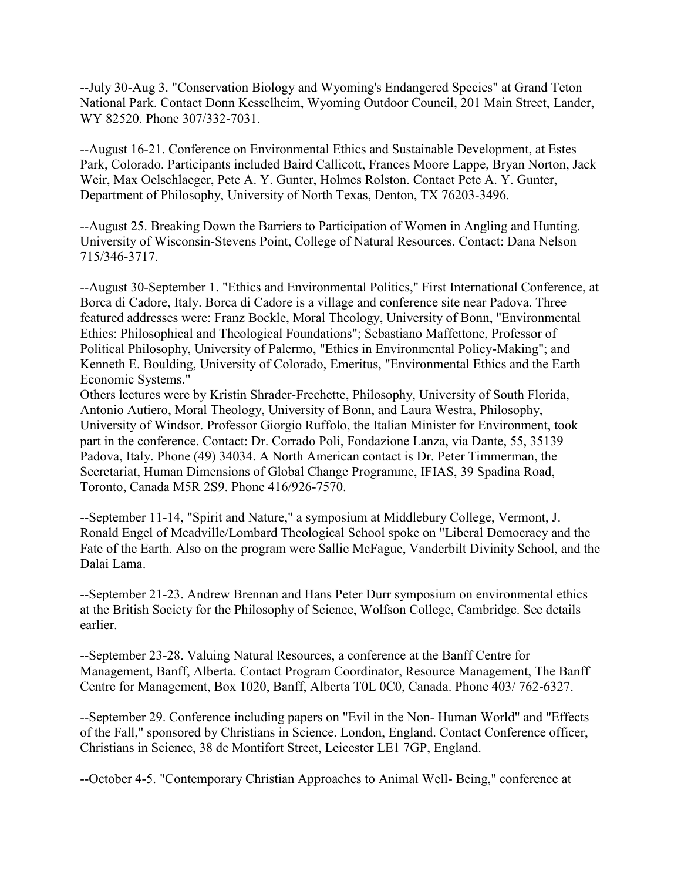--July 30-Aug 3. "Conservation Biology and Wyoming's Endangered Species" at Grand Teton National Park. Contact Donn Kesselheim, Wyoming Outdoor Council, 201 Main Street, Lander, WY 82520. Phone 307/332-7031.

--August 16-21. Conference on Environmental Ethics and Sustainable Development, at Estes Park, Colorado. Participants included Baird Callicott, Frances Moore Lappe, Bryan Norton, Jack Weir, Max Oelschlaeger, Pete A. Y. Gunter, Holmes Rolston. Contact Pete A. Y. Gunter, Department of Philosophy, University of North Texas, Denton, TX 76203-3496.

--August 25. Breaking Down the Barriers to Participation of Women in Angling and Hunting. University of Wisconsin-Stevens Point, College of Natural Resources. Contact: Dana Nelson 715/346-3717.

--August 30-September 1. "Ethics and Environmental Politics," First International Conference, at Borca di Cadore, Italy. Borca di Cadore is a village and conference site near Padova. Three featured addresses were: Franz Bockle, Moral Theology, University of Bonn, "Environmental Ethics: Philosophical and Theological Foundations"; Sebastiano Maffettone, Professor of Political Philosophy, University of Palermo, "Ethics in Environmental Policy-Making"; and Kenneth E. Boulding, University of Colorado, Emeritus, "Environmental Ethics and the Earth Economic Systems."
Others lectures were by Kristin Shrader-Frechette, Philosophy, University of South Florida, Antonio Autiero, Moral Theology, University of Bonn, and Laura Westra, Philosophy, University of Windsor. Professor Giorgio Ruffolo, the Italian Minister for Environment, took part in the conference. Contact: Dr. Corrado Poli, Fondazione Lanza, via Dante, 55, 35139 Padova, Italy. Phone (49) 34034. A North American contact is Dr. Peter Timmerman, the Secretariat, Human Dimensions of Global Change Programme, IFIAS, 39 Spadina Road, Toronto, Canada M5R 2S9. Phone 416/926-7570.

--September 11-14, "Spirit and Nature," a symposium at Middlebury College, Vermont, J. Ronald Engel of Meadville/Lombard Theological School spoke on "Liberal Democracy and the Fate of the Earth. Also on the program were Sallie McFague, Vanderbilt Divinity School, and the Dalai Lama.

--September 21-23. Andrew Brennan and Hans Peter Durr symposium on environmental ethics at the British Society for the Philosophy of Science, Wolfson College, Cambridge. See details earlier.

--September 23-28. Valuing Natural Resources, a conference at the Banff Centre for Management, Banff, Alberta. Contact Program Coordinator, Resource Management, The Banff Centre for Management, Box 1020, Banff, Alberta T0L 0C0, Canada. Phone 403/ 762-6327.

--September 29. Conference including papers on "Evil in the Non- Human World" and "Effects of the Fall," sponsored by Christians in Science. London, England. Contact Conference officer, Christians in Science, 38 de Montifort Street, Leicester LE1 7GP, England.

--October 4-5. "Contemporary Christian Approaches to Animal Well- Being," conference at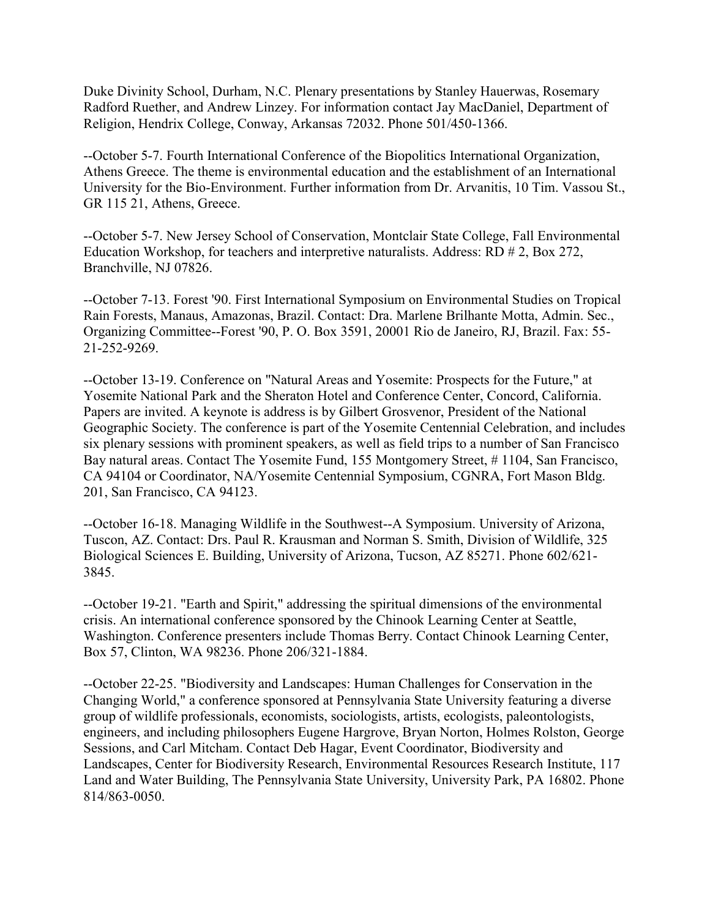Duke Divinity School, Durham, N.C. Plenary presentations by Stanley Hauerwas, Rosemary Radford Ruether, and Andrew Linzey. For information contact Jay MacDaniel, Department of Religion, Hendrix College, Conway, Arkansas 72032. Phone 501/450-1366.

--October 5-7. Fourth International Conference of the Biopolitics International Organization, Athens Greece. The theme is environmental education and the establishment of an International University for the Bio-Environment. Further information from Dr. Arvanitis, 10 Tim. Vassou St., GR 115 21, Athens, Greece.

--October 5-7. New Jersey School of Conservation, Montclair State College, Fall Environmental Education Workshop, for teachers and interpretive naturalists. Address: RD # 2, Box 272, Branchville, NJ 07826.

--October 7-13. Forest '90. First International Symposium on Environmental Studies on Tropical Rain Forests, Manaus, Amazonas, Brazil. Contact: Dra. Marlene Brilhante Motta, Admin. Sec., Organizing Committee--Forest '90, P. O. Box 3591, 20001 Rio de Janeiro, RJ, Brazil. Fax: 55-21-252-9269.

--October 13-19. Conference on "Natural Areas and Yosemite: Prospects for the Future," at Yosemite National Park and the Sheraton Hotel and Conference Center, Concord, California. Papers are invited. A keynote is address is by Gilbert Grosvenor, President of the National Geographic Society. The conference is part of the Yosemite Centennial Celebration, and includes six plenary sessions with prominent speakers, as well as field trips to a number of San Francisco Bay natural areas. Contact The Yosemite Fund, 155 Montgomery Street, # 1104, San Francisco, CA 94104 or Coordinator, NA/Yosemite Centennial Symposium, CGNRA, Fort Mason Bldg. 201, San Francisco, CA 94123.

--October 16-18. Managing Wildlife in the Southwest--A Symposium. University of Arizona, Tuscon, AZ. Contact: Drs. Paul R. Krausman and Norman S. Smith, Division of Wildlife, 325 Biological Sciences E. Building, University of Arizona, Tucson, AZ 85271. Phone 602/621-3845.

--October 19-21. "Earth and Spirit," addressing the spiritual dimensions of the environmental crisis. An international conference sponsored by the Chinook Learning Center at Seattle, Washington. Conference presenters include Thomas Berry. Contact Chinook Learning Center, Box 57, Clinton, WA 98236. Phone 206/321-1884.

--October 22-25. "Biodiversity and Landscapes: Human Challenges for Conservation in the Changing World," a conference sponsored at Pennsylvania State University featuring a diverse group of wildlife professionals, economists, sociologists, artists, ecologists, paleontologists, engineers, and including philosophers Eugene Hargrove, Bryan Norton, Holmes Rolston, George Sessions, and Carl Mitcham. Contact Deb Hagar, Event Coordinator, Biodiversity and Landscapes, Center for Biodiversity Research, Environmental Resources Research Institute, 117 Land and Water Building, The Pennsylvania State University, University Park, PA 16802. Phone 814/863-0050.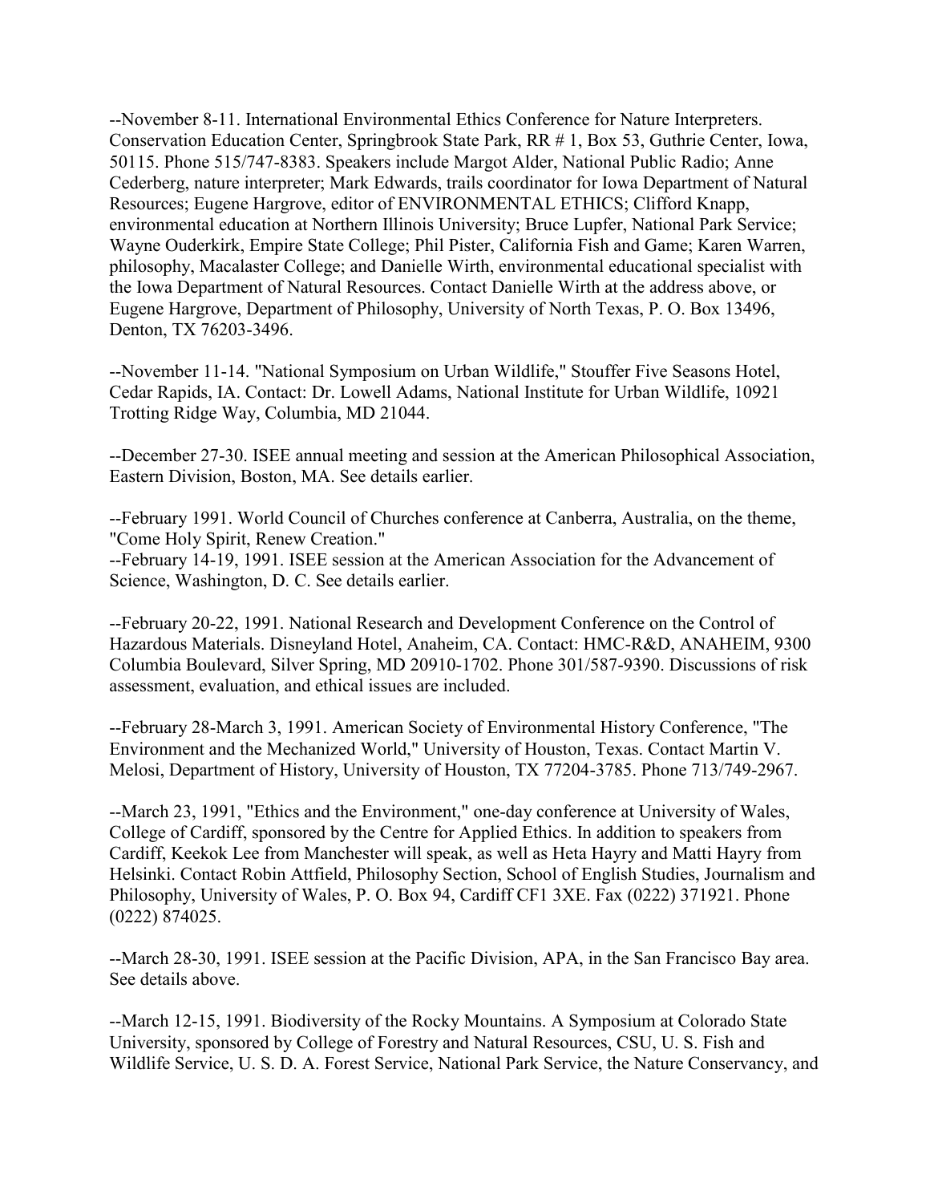--November 8-11. International Environmental Ethics Conference for Nature Interpreters. Conservation Education Center, Springbrook State Park, RR # 1, Box 53, Guthrie Center, Iowa, 50115. Phone 515/747-8383. Speakers include Margot Alder, National Public Radio; Anne Cederberg, nature interpreter; Mark Edwards, trails coordinator for Iowa Department of Natural Resources; Eugene Hargrove, editor of ENVIRONMENTAL ETHICS; Clifford Knapp, environmental education at Northern Illinois University; Bruce Lupfer, National Park Service; Wayne Ouderkirk, Empire State College; Phil Pister, California Fish and Game; Karen Warren, philosophy, Macalaster College; and Danielle Wirth, environmental educational specialist with the Iowa Department of Natural Resources. Contact Danielle Wirth at the address above, or Eugene Hargrove, Department of Philosophy, University of North Texas, P. O. Box 13496, Denton, TX 76203-3496.

--November 11-14. "National Symposium on Urban Wildlife," Stouffer Five Seasons Hotel, Cedar Rapids, IA. Contact: Dr. Lowell Adams, National Institute for Urban Wildlife, 10921 Trotting Ridge Way, Columbia, MD 21044.

--December 27-30. ISEE annual meeting and session at the American Philosophical Association, Eastern Division, Boston, MA. See details earlier.

--February 1991. World Council of Churches conference at Canberra, Australia, on the theme, "Come Holy Spirit, Renew Creation."

--February 14-19, 1991. ISEE session at the American Association for the Advancement of Science, Washington, D. C. See details earlier.

--February 20-22, 1991. National Research and Development Conference on the Control of Hazardous Materials. Disneyland Hotel, Anaheim, CA. Contact: HMC-R&D, ANAHEIM, 9300 Columbia Boulevard, Silver Spring, MD 20910-1702. Phone 301/587-9390. Discussions of risk assessment, evaluation, and ethical issues are included.

--February 28-March 3, 1991. American Society of Environmental History Conference, "The Environment and the Mechanized World," University of Houston, Texas. Contact Martin V. Melosi, Department of History, University of Houston, TX 77204-3785. Phone 713/749-2967.

--March 23, 1991, "Ethics and the Environment," one-day conference at University of Wales, College of Cardiff, sponsored by the Centre for Applied Ethics. In addition to speakers from Cardiff, Keekok Lee from Manchester will speak, as well as Heta Hayry and Matti Hayry from Helsinki. Contact Robin Attfield, Philosophy Section, School of English Studies, Journalism and Philosophy, University of Wales, P. O. Box 94, Cardiff CF1 3XE. Fax (0222) 371921. Phone (0222) 874025.

--March 28-30, 1991. ISEE session at the Pacific Division, APA, in the San Francisco Bay area. See details above.

--March 12-15, 1991. Biodiversity of the Rocky Mountains. A Symposium at Colorado State University, sponsored by College of Forestry and Natural Resources, CSU, U. S. Fish and Wildlife Service, U. S. D. A. Forest Service, National Park Service, the Nature Conservancy, and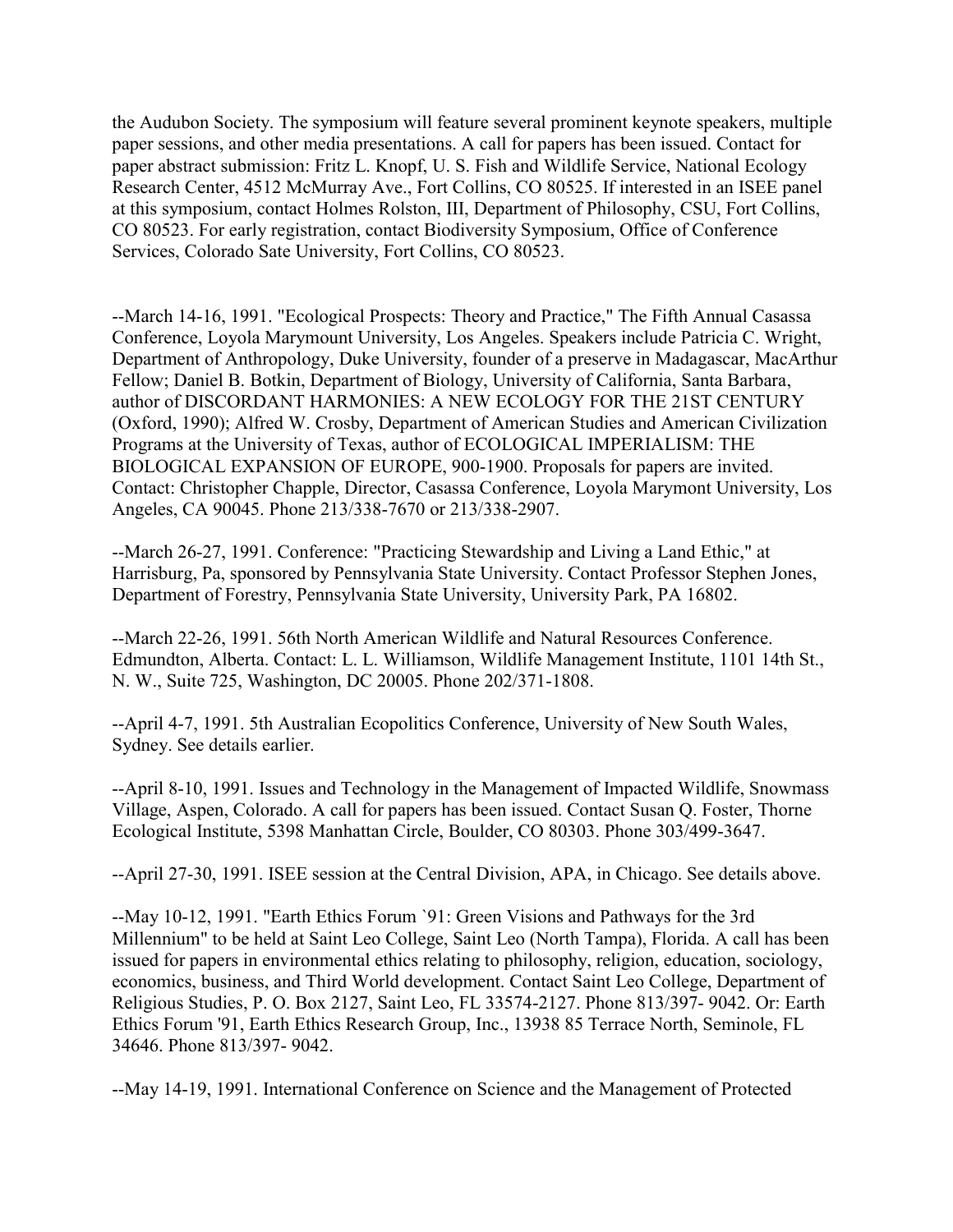the Audubon Society. The symposium will feature several prominent keynote speakers, multiple paper sessions, and other media presentations. A call for papers has been issued. Contact for paper abstract submission: Fritz L. Knopf, U. S. Fish and Wildlife Service, National Ecology Research Center, 4512 McMurray Ave., Fort Collins, CO 80525. If interested in an ISEE panel at this symposium, contact Holmes Rolston, III, Department of Philosophy, CSU, Fort Collins, CO 80523. For early registration, contact Biodiversity Symposium, Office of Conference Services, Colorado Sate University, Fort Collins, CO 80523.

--March 14-16, 1991. "Ecological Prospects: Theory and Practice," The Fifth Annual Casassa Conference, Loyola Marymount University, Los Angeles. Speakers include Patricia C. Wright, Department of Anthropology, Duke University, founder of a preserve in Madagascar, MacArthur Fellow; Daniel B. Botkin, Department of Biology, University of California, Santa Barbara, author of DISCORDANT HARMONIES: A NEW ECOLOGY FOR THE 21ST CENTURY (Oxford, 1990); Alfred W. Crosby, Department of American Studies and American Civilization Programs at the University of Texas, author of ECOLOGICAL IMPERIALISM: THE BIOLOGICAL EXPANSION OF EUROPE, 900-1900. Proposals for papers are invited. Contact: Christopher Chapple, Director, Casassa Conference, Loyola Marymont University, Los Angeles, CA 90045. Phone 213/338-7670 or 213/338-2907.

--March 26-27, 1991. Conference: "Practicing Stewardship and Living a Land Ethic," at Harrisburg, Pa, sponsored by Pennsylvania State University. Contact Professor Stephen Jones, Department of Forestry, Pennsylvania State University, University Park, PA 16802.

--March 22-26, 1991. 56th North American Wildlife and Natural Resources Conference. Edmundton, Alberta. Contact: L. L. Williamson, Wildlife Management Institute, 1101 14th St., N. W., Suite 725, Washington, DC 20005. Phone 202/371-1808.

--April 4-7, 1991. 5th Australian Ecopolitics Conference, University of New South Wales, Sydney. See details earlier.

--April 8-10, 1991. Issues and Technology in the Management of Impacted Wildlife, Snowmass Village, Aspen, Colorado. A call for papers has been issued. Contact Susan Q. Foster, Thorne Ecological Institute, 5398 Manhattan Circle, Boulder, CO 80303. Phone 303/499-3647.

--April 27-30, 1991. ISEE session at the Central Division, APA, in Chicago. See details above.

--May 10-12, 1991. "Earth Ethics Forum `91: Green Visions and Pathways for the 3rd Millennium" to be held at Saint Leo College, Saint Leo (North Tampa), Florida. A call has been issued for papers in environmental ethics relating to philosophy, religion, education, sociology, economics, business, and Third World development. Contact Saint Leo College, Department of Religious Studies, P. O. Box 2127, Saint Leo, FL 33574-2127. Phone 813/397- 9042. Or: Earth Ethics Forum '91, Earth Ethics Research Group, Inc., 13938 85 Terrace North, Seminole, FL 34646. Phone 813/397- 9042.

--May 14-19, 1991. International Conference on Science and the Management of Protected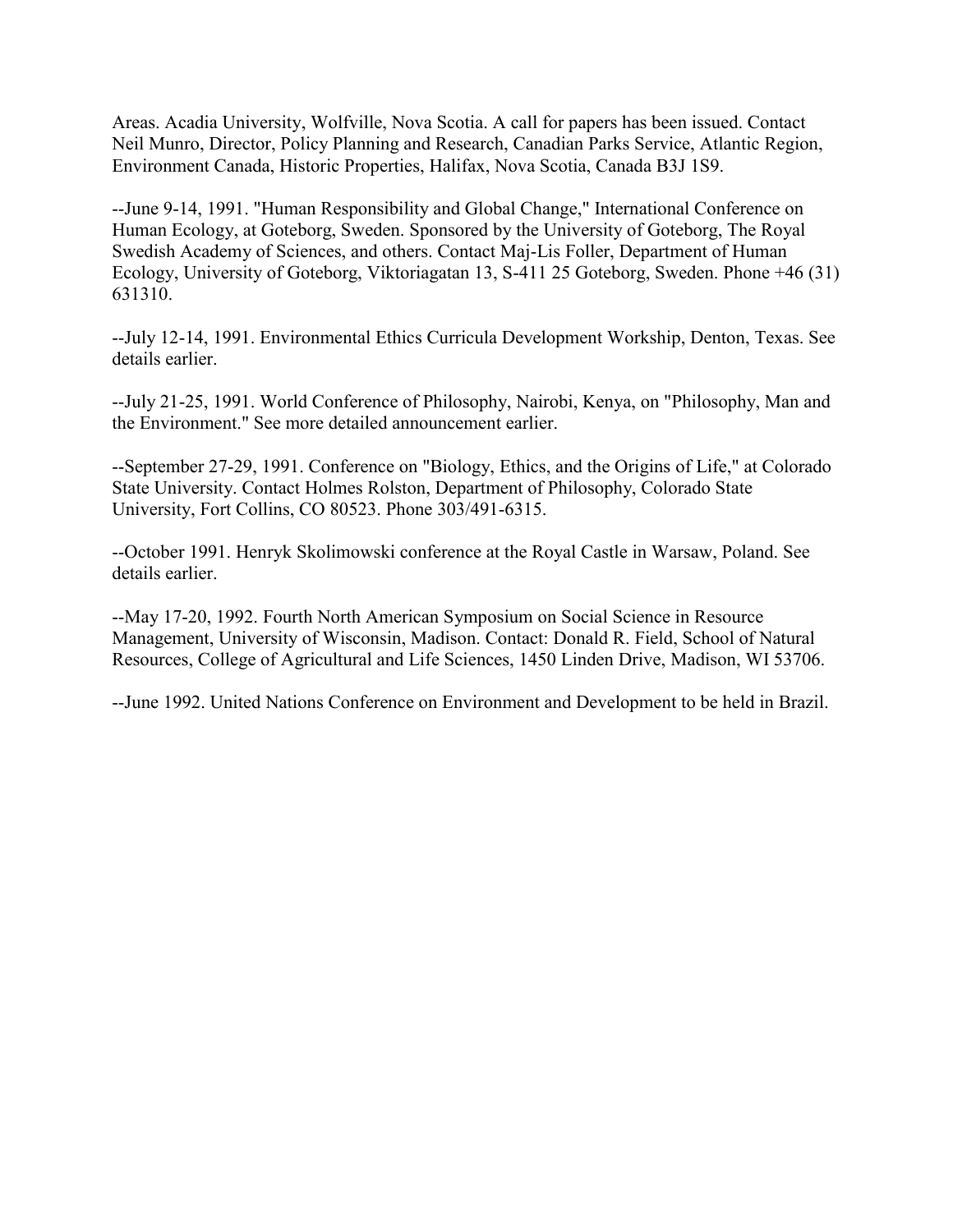Areas. Acadia University, Wolfville, Nova Scotia. A call for papers has been issued. Contact Neil Munro, Director, Policy Planning and Research, Canadian Parks Service, Atlantic Region, Environment Canada, Historic Properties, Halifax, Nova Scotia, Canada B3J 1S9.

--June 9-14, 1991. "Human Responsibility and Global Change," International Conference on Human Ecology, at Goteborg, Sweden. Sponsored by the University of Goteborg, The Royal Swedish Academy of Sciences, and others. Contact Maj-Lis Foller, Department of Human Ecology, University of Goteborg, Viktoriagatan 13, S-411 25 Goteborg, Sweden. Phone +46 (31) 631310.

--July 12-14, 1991. Environmental Ethics Curricula Development Workship, Denton, Texas. See details earlier.

--July 21-25, 1991. World Conference of Philosophy, Nairobi, Kenya, on "Philosophy, Man and the Environment." See more detailed announcement earlier.

--September 27-29, 1991. Conference on "Biology, Ethics, and the Origins of Life," at Colorado State University. Contact Holmes Rolston, Department of Philosophy, Colorado State University, Fort Collins, CO 80523. Phone 303/491-6315.

--October 1991. Henryk Skolimowski conference at the Royal Castle in Warsaw, Poland. See details earlier.

--May 17-20, 1992. Fourth North American Symposium on Social Science in Resource Management, University of Wisconsin, Madison. Contact: Donald R. Field, School of Natural Resources, College of Agricultural and Life Sciences, 1450 Linden Drive, Madison, WI 53706.

--June 1992. United Nations Conference on Environment and Development to be held in Brazil.